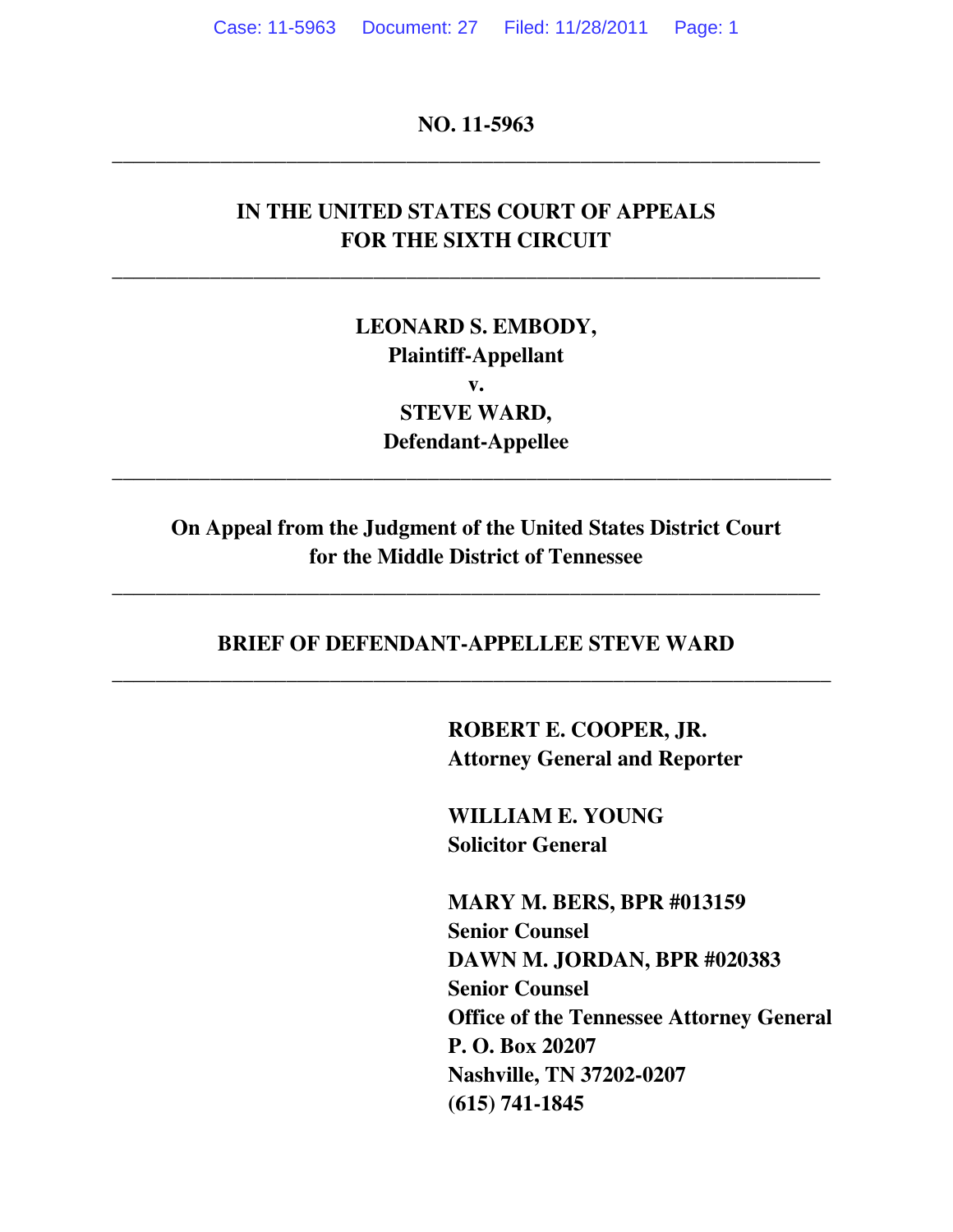**NO. 11-5963**

---

**IN THE UNITED STATES COURT OF APPEALS**
**FOR THE SIXTH CIRCUIT**

---

**LEONARD S. EMBODY,**
**Plaintiff-Appellant**
**v.**
**STEVE WARD,**
**Defendant-Appellee**

---

**On Appeal from the Judgment of the United States District Court for the Middle District of Tennessee**

---

**BRIEF OF DEFENDANT-APPELLEE STEVE WARD**

---

**ROBERT E. COOPER, JR.**
**Attorney General and Reporter**

**WILLIAM E. YOUNG**
**Solicitor General**

**MARY M. BERS, BPR #013159**
**Senior Counsel**
**DAWN M. JORDAN, BPR #020383**
**Senior Counsel**
**Office of the Tennessee Attorney General**
**P. O. Box 20207**
**Nashville, TN 37202-0207**
**(615) 741-1845**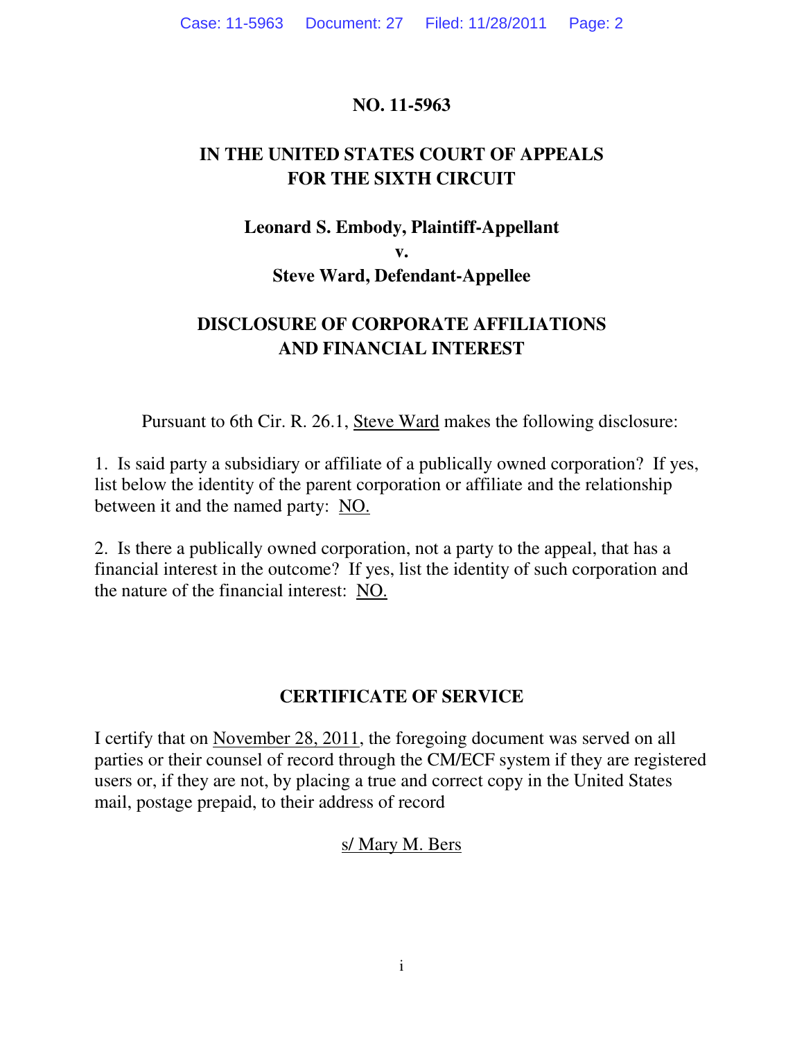**NO. 11-5963**

**IN THE UNITED STATES COURT OF APPEALS**
**FOR THE SIXTH CIRCUIT**

**Leonard S. Embody, Plaintiff-Appellant**
**v.**
**Steve Ward, Defendant-Appellee**

## DISCLOSURE OF CORPORATE AFFILIATIONS AND FINANCIAL INTEREST

Pursuant to 6th Cir. R. 26.1, Steve Ward makes the following disclosure:

1. Is said party a subsidiary or affiliate of a publically owned corporation? If yes, list below the identity of the parent corporation or affiliate and the relationship between it and the named party: NO.

2. Is there a publically owned corporation, not a party to the appeal, that has a financial interest in the outcome? If yes, list the identity of such corporation and the nature of the financial interest: NO.

## CERTIFICATE OF SERVICE

I certify that on November 28, 2011, the foregoing document was served on all parties or their counsel of record through the CM/ECF system if they are registered users or, if they are not, by placing a true and correct copy in the United States mail, postage prepaid, to their address of record

s/ Mary M. Bers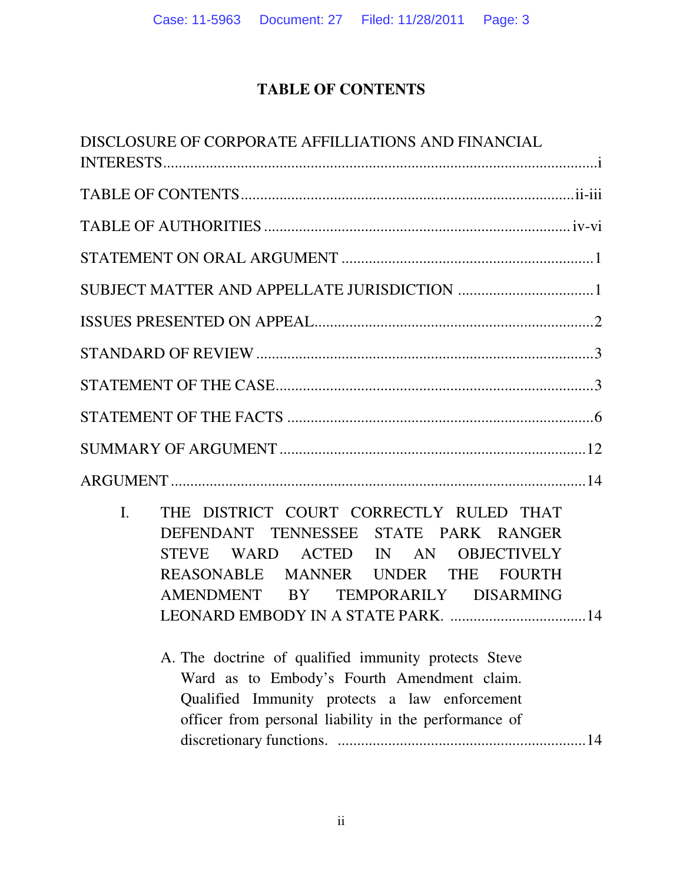# TABLE OF CONTENTS

DISCLOSURE OF CORPORATE AFFILLIATIONS AND FINANCIAL INTERESTS....i

TABLE OF CONTENTS....ii-iii

TABLE OF AUTHORITIES....iv-vi

STATEMENT ON ORAL ARGUMENT....1

SUBJECT MATTER AND APPELLATE JURISDICTION....1

ISSUES PRESENTED ON APPEAL....2

STANDARD OF REVIEW....3

STATEMENT OF THE CASE....3

STATEMENT OF THE FACTS....6

SUMMARY OF ARGUMENT....12

ARGUMENT....14

I. THE DISTRICT COURT CORRECTLY RULED THAT DEFENDANT TENNESSEE STATE PARK RANGER STEVE WARD ACTED IN AN OBJECTIVELY REASONABLE MANNER UNDER THE FOURTH AMENDMENT BY TEMPORARILY DISARMING LEONARD EMBODY IN A STATE PARK....14

A. The doctrine of qualified immunity protects Steve Ward as to Embody's Fourth Amendment claim. Qualified Immunity protects a law enforcement officer from personal liability in the performance of discretionary functions....14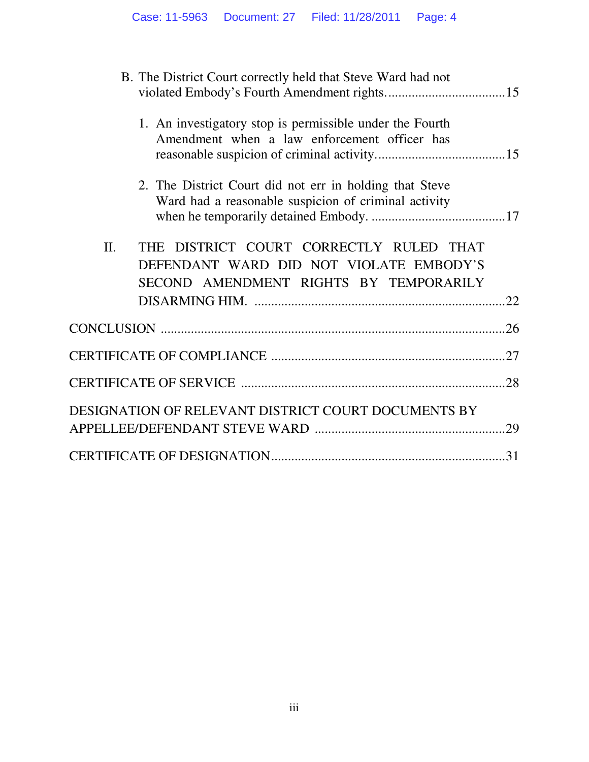B. The District Court correctly held that Steve Ward had not violated Embody's Fourth Amendment rights. .................................. 15

1. An investigatory stop is permissible under the Fourth Amendment when a law enforcement officer has reasonable suspicion of criminal activity. ..................................... 15

2. The District Court did not err in holding that Steve Ward had a reasonable suspicion of criminal activity when he temporarily detained Embody. ....................................... 17

II. THE DISTRICT COURT CORRECTLY RULED THAT DEFENDANT WARD DID NOT VIOLATE EMBODY'S SECOND AMENDMENT RIGHTS BY TEMPORARILY DISARMING HIM. ......................................................................... 22

CONCLUSION ..................................................................................................... 26

CERTIFICATE OF COMPLIANCE .................................................................... 27

CERTIFICATE OF SERVICE ............................................................................. 28

DESIGNATION OF RELEVANT DISTRICT COURT DOCUMENTS BY APPELLEE/DEFENDANT STEVE WARD ........................................................ 29

CERTIFICATE OF DESIGNATION .................................................................... 31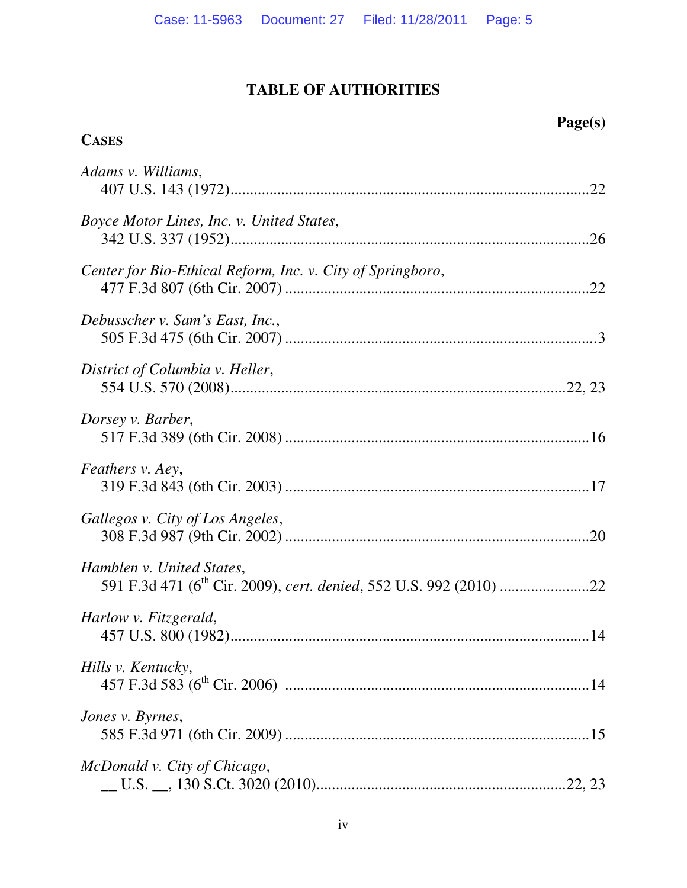# TABLE OF AUTHORITIES

**Page(s)**

**CASES**

*Adams v. Williams*,
407 U.S. 143 (1972)..........................................................................................22

*Boyce Motor Lines, Inc. v. United States*,
342 U.S. 337 (1952)..........................................................................................26

*Center for Bio-Ethical Reform, Inc. v. City of Springboro*,
477 F.3d 807 (6th Cir. 2007) .............................................................................22

*Debusscher v. Sam's East, Inc.*,
505 F.3d 475 (6th Cir. 2007) ...............................................................................3

*District of Columbia v. Heller*,
554 U.S. 570 (2008)....................................................................................22, 23

*Dorsey v. Barber*,
517 F.3d 389 (6th Cir. 2008) .............................................................................16

*Feathers v. Aey*,
319 F.3d 843 (6th Cir. 2003) .............................................................................17

*Gallegos v. City of Los Angeles*,
308 F.3d 987 (9th Cir. 2002) .............................................................................20

*Hamblen v. United States*,
591 F.3d 471 (6th Cir. 2009), *cert. denied*, 552 U.S. 992 (2010) .......................22

*Harlow v. Fitzgerald*,
457 U.S. 800 (1982)..........................................................................................14

*Hills v. Kentucky*,
457 F.3d 583 (6th Cir. 2006) .............................................................................14

*Jones v. Byrnes*,
585 F.3d 971 (6th Cir. 2009) .............................................................................15

*McDonald v. City of Chicago*,
__ U.S. __, 130 S.Ct. 3020 (2010)...............................................................22, 23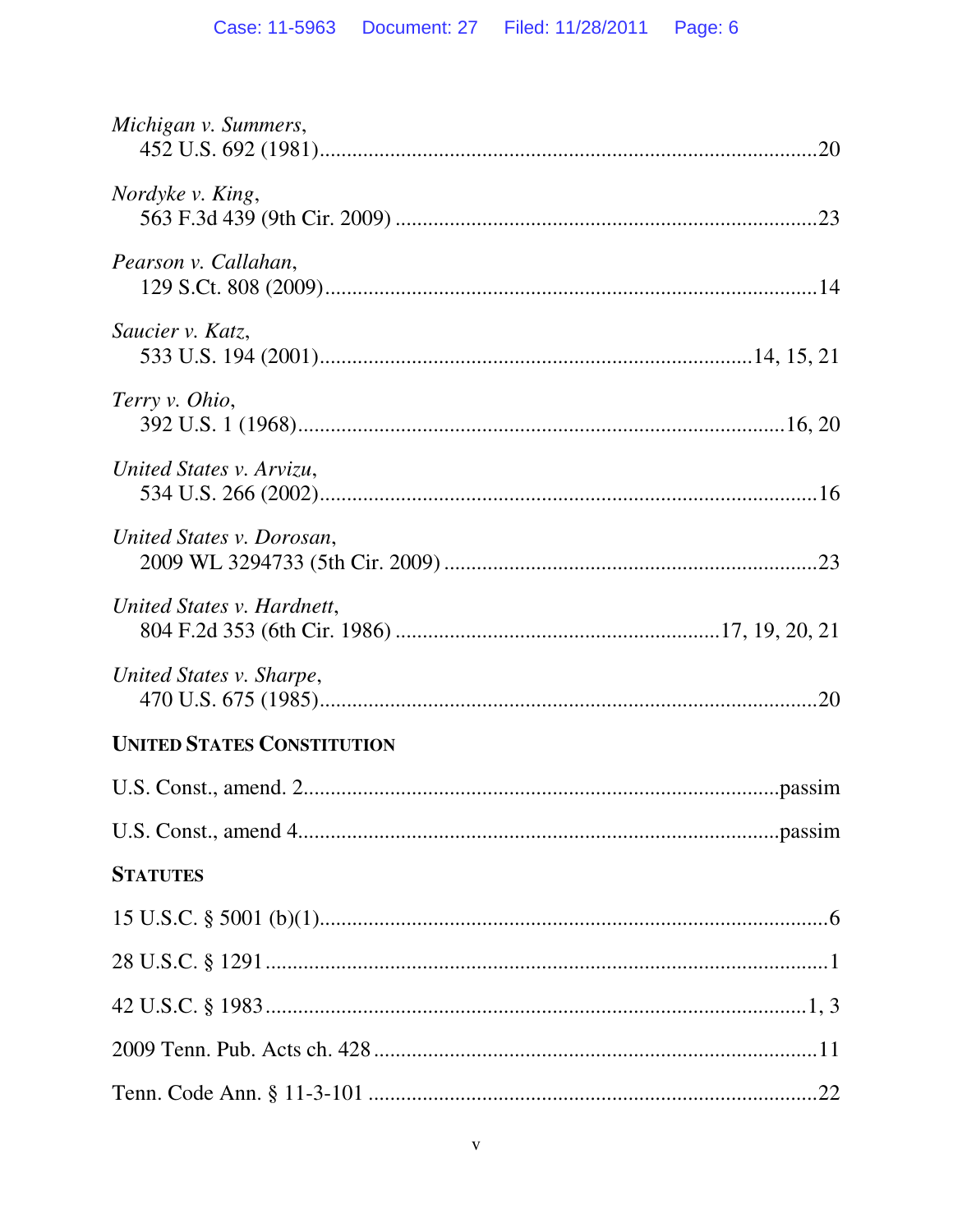*Michigan v. Summers*,
452 U.S. 692 (1981)....................................................................................20

*Nordyke v. King*,
563 F.3d 439 (9th Cir. 2009) ......................................................................23

*Pearson v. Callahan*,
129 S.Ct. 808 (2009)....................................................................................14

*Saucier v. Katz*,
533 U.S. 194 (2001)......................................................................14, 15, 21

*Terry v. Ohio*,
392 U.S. 1 (1968)....................................................................................16, 20

*United States v. Arvizu*,
534 U.S. 266 (2002)....................................................................................16

*United States v. Dorosan*,
2009 WL 3294733 (5th Cir. 2009) ..............................................................23

*United States v. Hardnett*,
804 F.2d 353 (6th Cir. 1986) .................................................17, 19, 20, 21

*United States v. Sharpe*,
470 U.S. 675 (1985)....................................................................................20

**UNITED STATES CONSTITUTION**

U.S. Const., amend. 2.................................................................................passim

U.S. Const., amend 4..................................................................................passim

**STATUTES**

15 U.S.C. § 5001 (b)(1)....................................................................................6

28 U.S.C. § 1291 ..............................................................................................1

42 U.S.C. § 1983 ..........................................................................................1, 3

2009 Tenn. Pub. Acts ch. 428 ........................................................................11

Tenn. Code Ann. § 11-3-101 .........................................................................22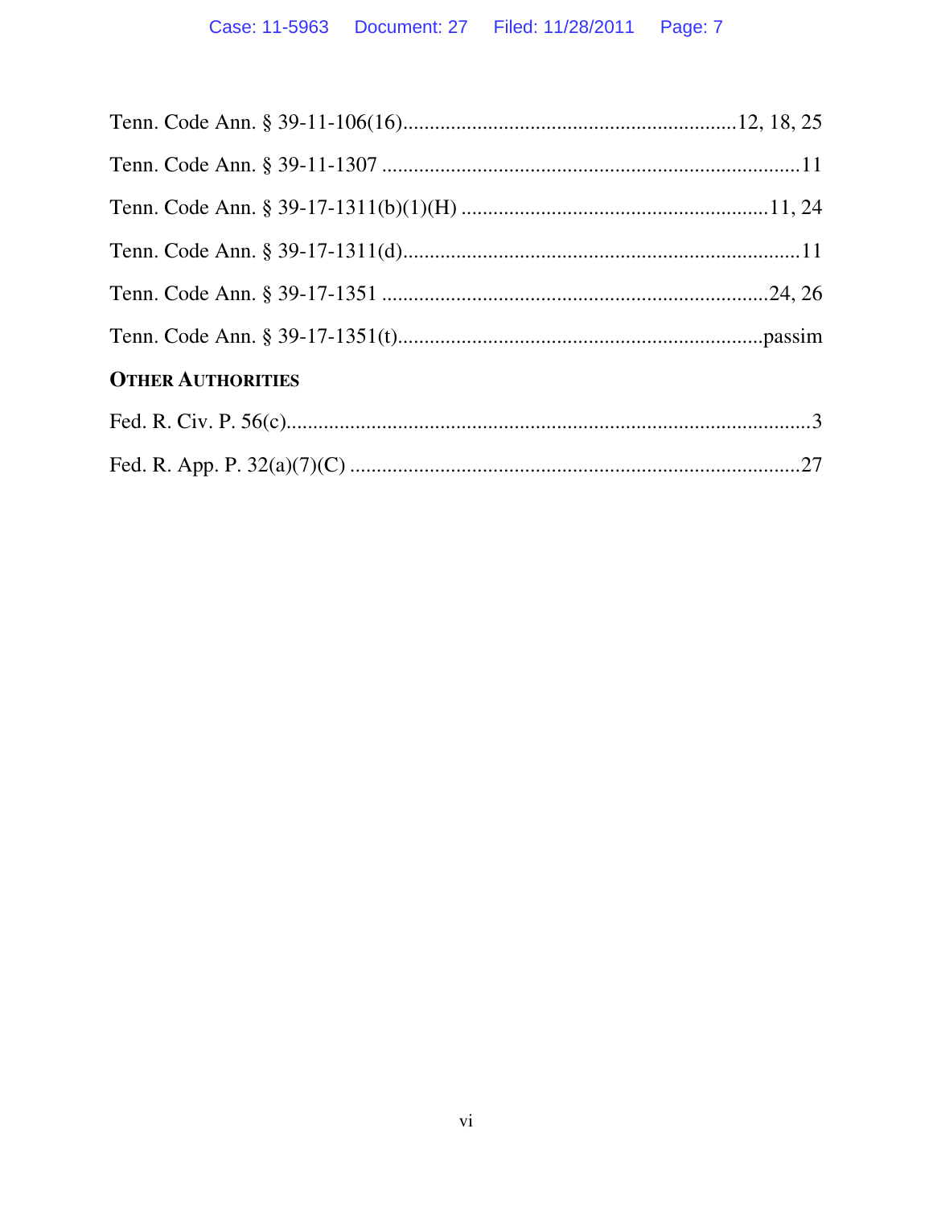Tenn. Code Ann. § 39-11-106(16)............................................................12, 18, 25

Tenn. Code Ann. § 39-11-1307 ...............................................................................11

Tenn. Code Ann. § 39-17-1311(b)(1)(H) .........................................................11, 24

Tenn. Code Ann. § 39-17-1311(d)..........................................................................11

Tenn. Code Ann. § 39-17-1351 .........................................................................24, 26

Tenn. Code Ann. § 39-17-1351(t)....................................................................passim

**OTHER AUTHORITIES**

Fed. R. Civ. P. 56(c)...................................................................................................3

Fed. R. App. P. 32(a)(7)(C) .....................................................................................27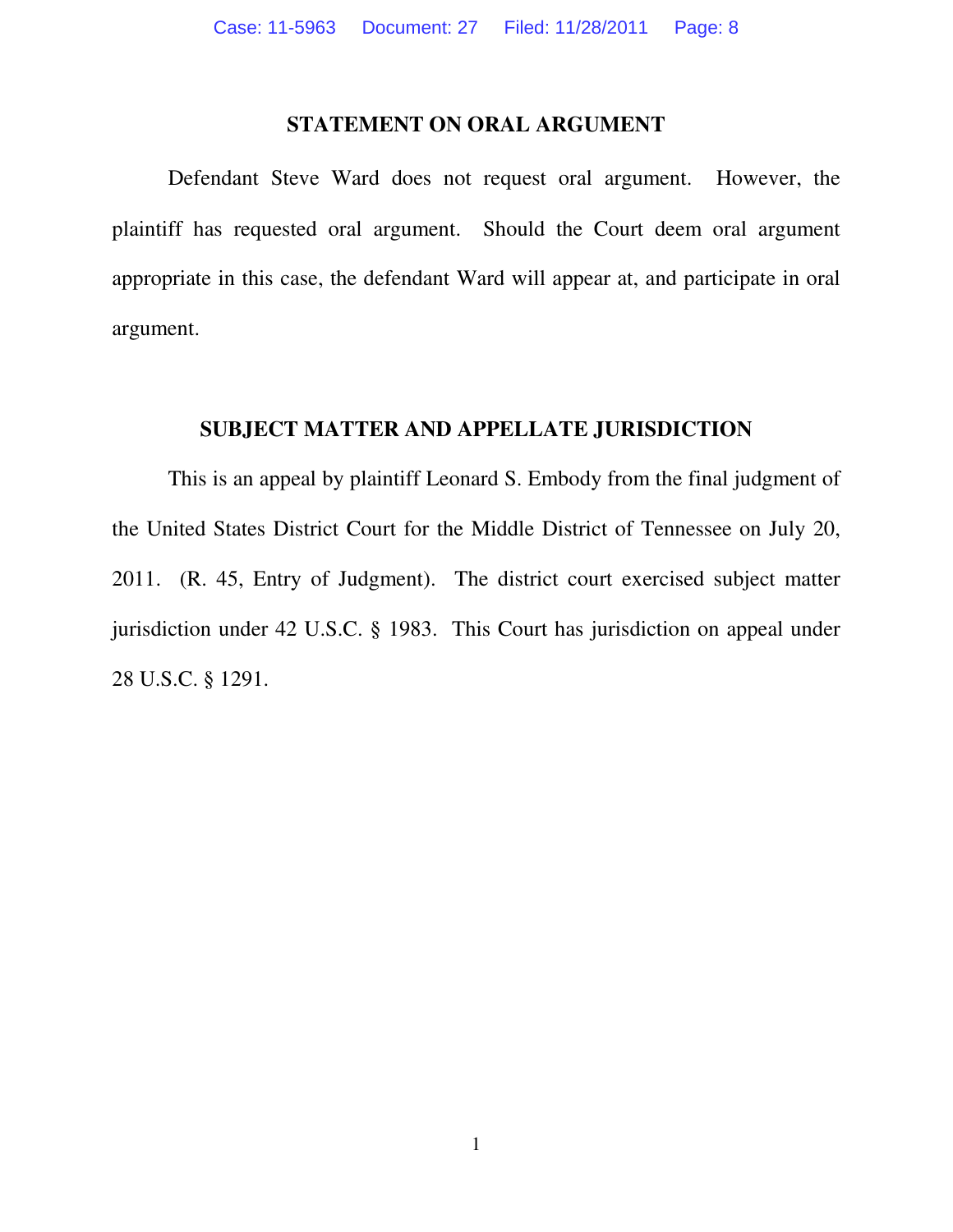## STATEMENT ON ORAL ARGUMENT

Defendant Steve Ward does not request oral argument. However, the plaintiff has requested oral argument. Should the Court deem oral argument appropriate in this case, the defendant Ward will appear at, and participate in oral argument.

## SUBJECT MATTER AND APPELLATE JURISDICTION

This is an appeal by plaintiff Leonard S. Embody from the final judgment of the United States District Court for the Middle District of Tennessee on July 20, 2011. (R. 45, Entry of Judgment). The district court exercised subject matter jurisdiction under 42 U.S.C. § 1983. This Court has jurisdiction on appeal under 28 U.S.C. § 1291.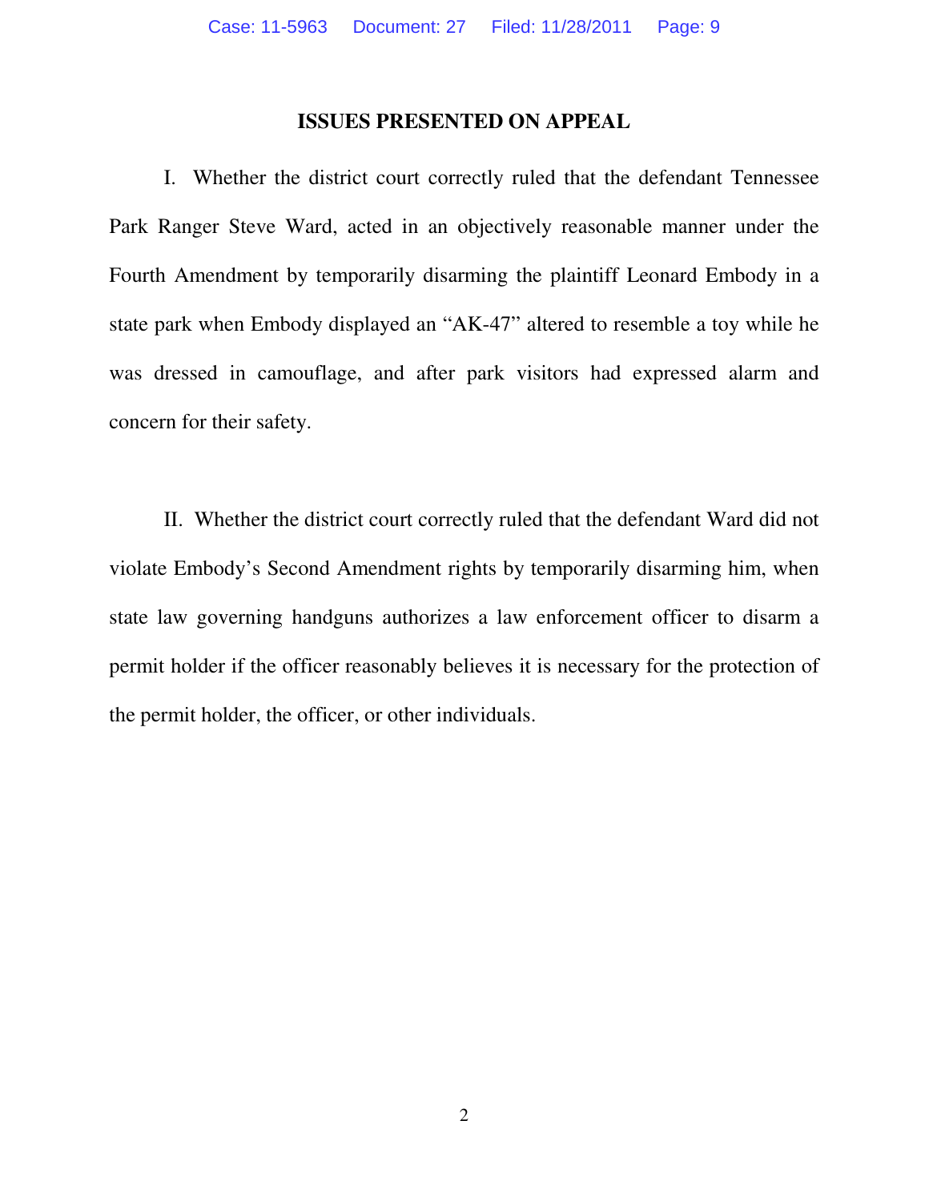## ISSUES PRESENTED ON APPEAL

I. Whether the district court correctly ruled that the defendant Tennessee Park Ranger Steve Ward, acted in an objectively reasonable manner under the Fourth Amendment by temporarily disarming the plaintiff Leonard Embody in a state park when Embody displayed an "AK-47" altered to resemble a toy while he was dressed in camouflage, and after park visitors had expressed alarm and concern for their safety.

II. Whether the district court correctly ruled that the defendant Ward did not violate Embody's Second Amendment rights by temporarily disarming him, when state law governing handguns authorizes a law enforcement officer to disarm a permit holder if the officer reasonably believes it is necessary for the protection of the permit holder, the officer, or other individuals.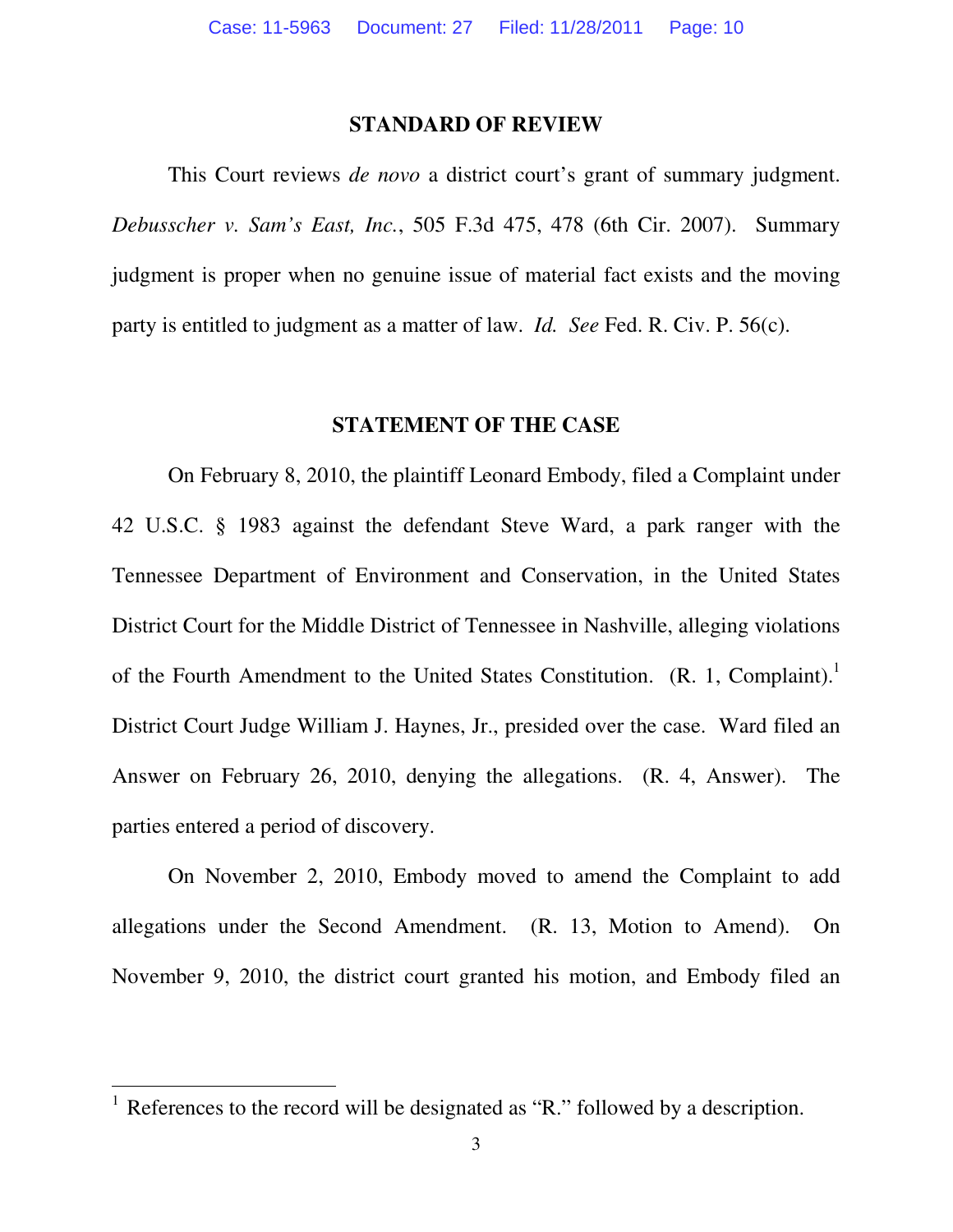## STANDARD OF REVIEW

This Court reviews *de novo* a district court's grant of summary judgment. *Debusscher v. Sam's East, Inc.*, 505 F.3d 475, 478 (6th Cir. 2007). Summary judgment is proper when no genuine issue of material fact exists and the moving party is entitled to judgment as a matter of law. *Id.* *See* Fed. R. Civ. P. 56(c).

## STATEMENT OF THE CASE

On February 8, 2010, the plaintiff Leonard Embody, filed a Complaint under 42 U.S.C. § 1983 against the defendant Steve Ward, a park ranger with the Tennessee Department of Environment and Conservation, in the United States District Court for the Middle District of Tennessee in Nashville, alleging violations of the Fourth Amendment to the United States Constitution. (R. 1, Complaint).[1] District Court Judge William J. Haynes, Jr., presided over the case. Ward filed an Answer on February 26, 2010, denying the allegations. (R. 4, Answer). The parties entered a period of discovery.

On November 2, 2010, Embody moved to amend the Complaint to add allegations under the Second Amendment. (R. 13, Motion to Amend). On November 9, 2010, the district court granted his motion, and Embody filed an

[1] References to the record will be designated as "R." followed by a description.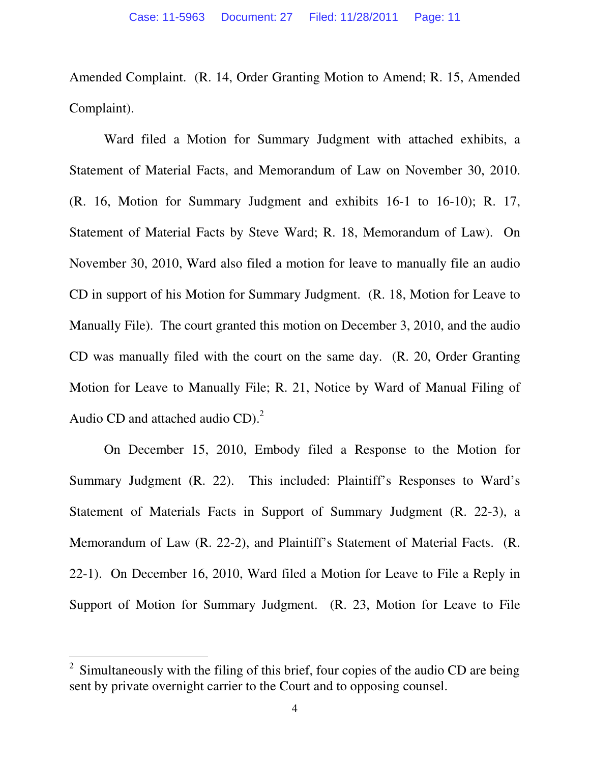Amended Complaint. (R. 14, Order Granting Motion to Amend; R. 15, Amended Complaint).

Ward filed a Motion for Summary Judgment with attached exhibits, a Statement of Material Facts, and Memorandum of Law on November 30, 2010. (R. 16, Motion for Summary Judgment and exhibits 16-1 to 16-10); R. 17, Statement of Material Facts by Steve Ward; R. 18, Memorandum of Law). On November 30, 2010, Ward also filed a motion for leave to manually file an audio CD in support of his Motion for Summary Judgment. (R. 18, Motion for Leave to Manually File). The court granted this motion on December 3, 2010, and the audio CD was manually filed with the court on the same day. (R. 20, Order Granting Motion for Leave to Manually File; R. 21, Notice by Ward of Manual Filing of Audio CD and attached audio CD).[2]

On December 15, 2010, Embody filed a Response to the Motion for Summary Judgment (R. 22). This included: Plaintiff's Responses to Ward's Statement of Materials Facts in Support of Summary Judgment (R. 22-3), a Memorandum of Law (R. 22-2), and Plaintiff's Statement of Material Facts. (R. 22-1). On December 16, 2010, Ward filed a Motion for Leave to File a Reply in Support of Motion for Summary Judgment. (R. 23, Motion for Leave to File

---

[2] Simultaneously with the filing of this brief, four copies of the audio CD are being sent by private overnight carrier to the Court and to opposing counsel.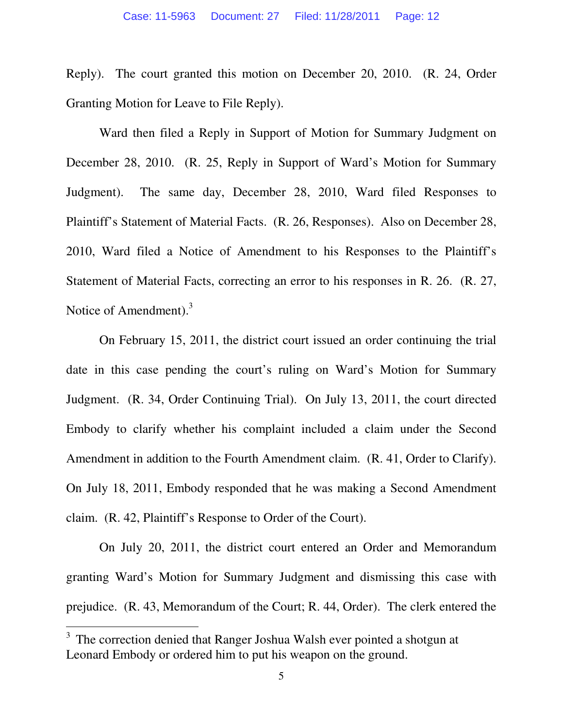Reply). The court granted this motion on December 20, 2010. (R. 24, Order Granting Motion for Leave to File Reply).

Ward then filed a Reply in Support of Motion for Summary Judgment on December 28, 2010. (R. 25, Reply in Support of Ward's Motion for Summary Judgment). The same day, December 28, 2010, Ward filed Responses to Plaintiff's Statement of Material Facts. (R. 26, Responses). Also on December 28, 2010, Ward filed a Notice of Amendment to his Responses to the Plaintiff's Statement of Material Facts, correcting an error to his responses in R. 26. (R. 27, Notice of Amendment).[3]

On February 15, 2011, the district court issued an order continuing the trial date in this case pending the court's ruling on Ward's Motion for Summary Judgment. (R. 34, Order Continuing Trial). On July 13, 2011, the court directed Embody to clarify whether his complaint included a claim under the Second Amendment in addition to the Fourth Amendment claim. (R. 41, Order to Clarify). On July 18, 2011, Embody responded that he was making a Second Amendment claim. (R. 42, Plaintiff's Response to Order of the Court).

On July 20, 2011, the district court entered an Order and Memorandum granting Ward's Motion for Summary Judgment and dismissing this case with prejudice. (R. 43, Memorandum of the Court; R. 44, Order). The clerk entered the

---

[3] The correction denied that Ranger Joshua Walsh ever pointed a shotgun at Leonard Embody or ordered him to put his weapon on the ground.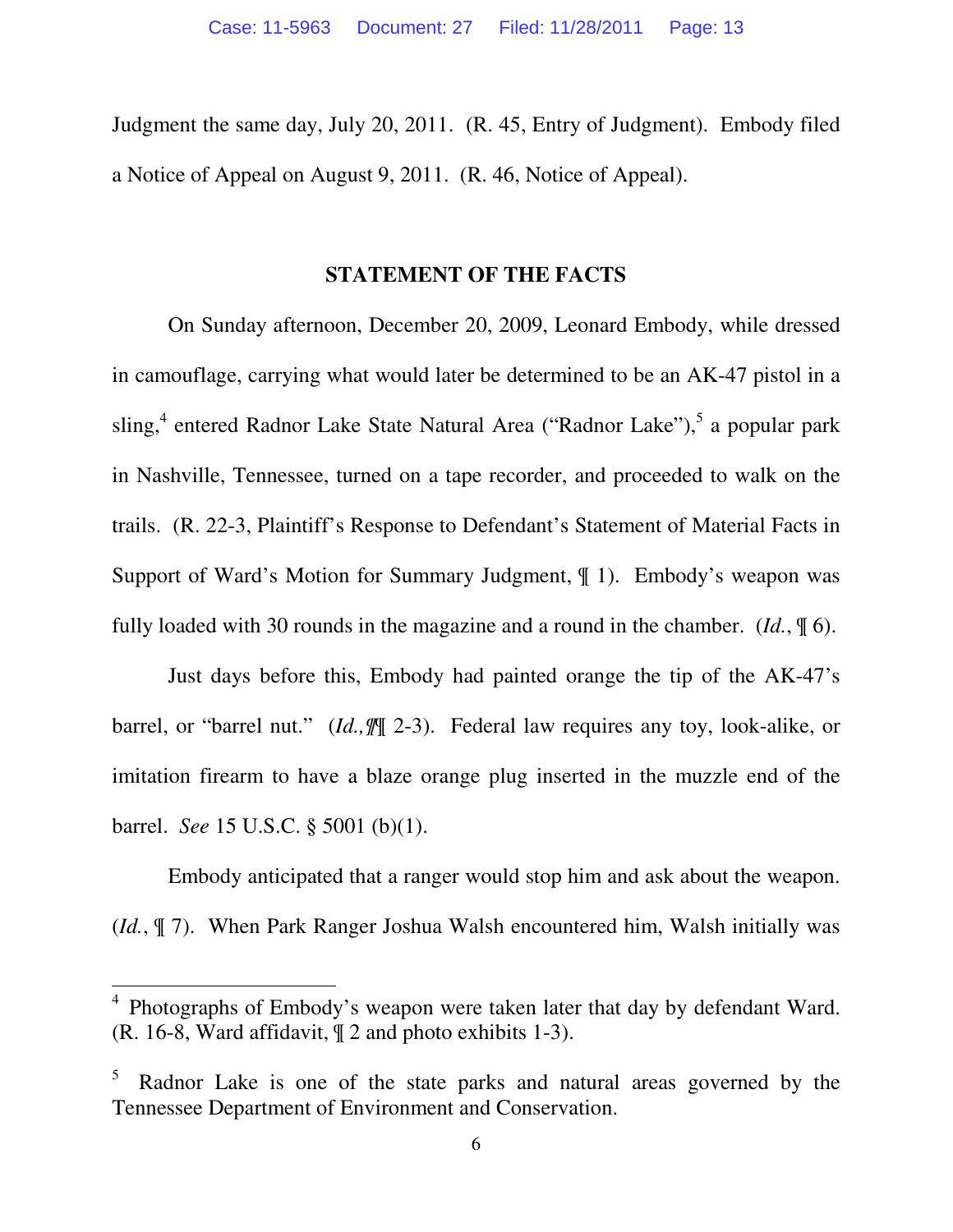Judgment the same day, July 20, 2011. (R. 45, Entry of Judgment). Embody filed a Notice of Appeal on August 9, 2011. (R. 46, Notice of Appeal).

## STATEMENT OF THE FACTS

On Sunday afternoon, December 20, 2009, Leonard Embody, while dressed in camouflage, carrying what would later be determined to be an AK-47 pistol in a sling,[4] entered Radnor Lake State Natural Area ("Radnor Lake"),[5] a popular park in Nashville, Tennessee, turned on a tape recorder, and proceeded to walk on the trails. (R. 22-3, Plaintiff's Response to Defendant's Statement of Material Facts in Support of Ward's Motion for Summary Judgment, ¶ 1). Embody's weapon was fully loaded with 30 rounds in the magazine and a round in the chamber. (*Id.*, ¶ 6).

Just days before this, Embody had painted orange the tip of the AK-47's barrel, or "barrel nut." (*Id.,* ¶¶ 2-3). Federal law requires any toy, look-alike, or imitation firearm to have a blaze orange plug inserted in the muzzle end of the barrel. *See* 15 U.S.C. § 5001 (b)(1).

Embody anticipated that a ranger would stop him and ask about the weapon. (*Id.*, ¶ 7). When Park Ranger Joshua Walsh encountered him, Walsh initially was

---

[4] Photographs of Embody's weapon were taken later that day by defendant Ward. (R. 16-8, Ward affidavit, ¶ 2 and photo exhibits 1-3).

[5] Radnor Lake is one of the state parks and natural areas governed by the Tennessee Department of Environment and Conservation.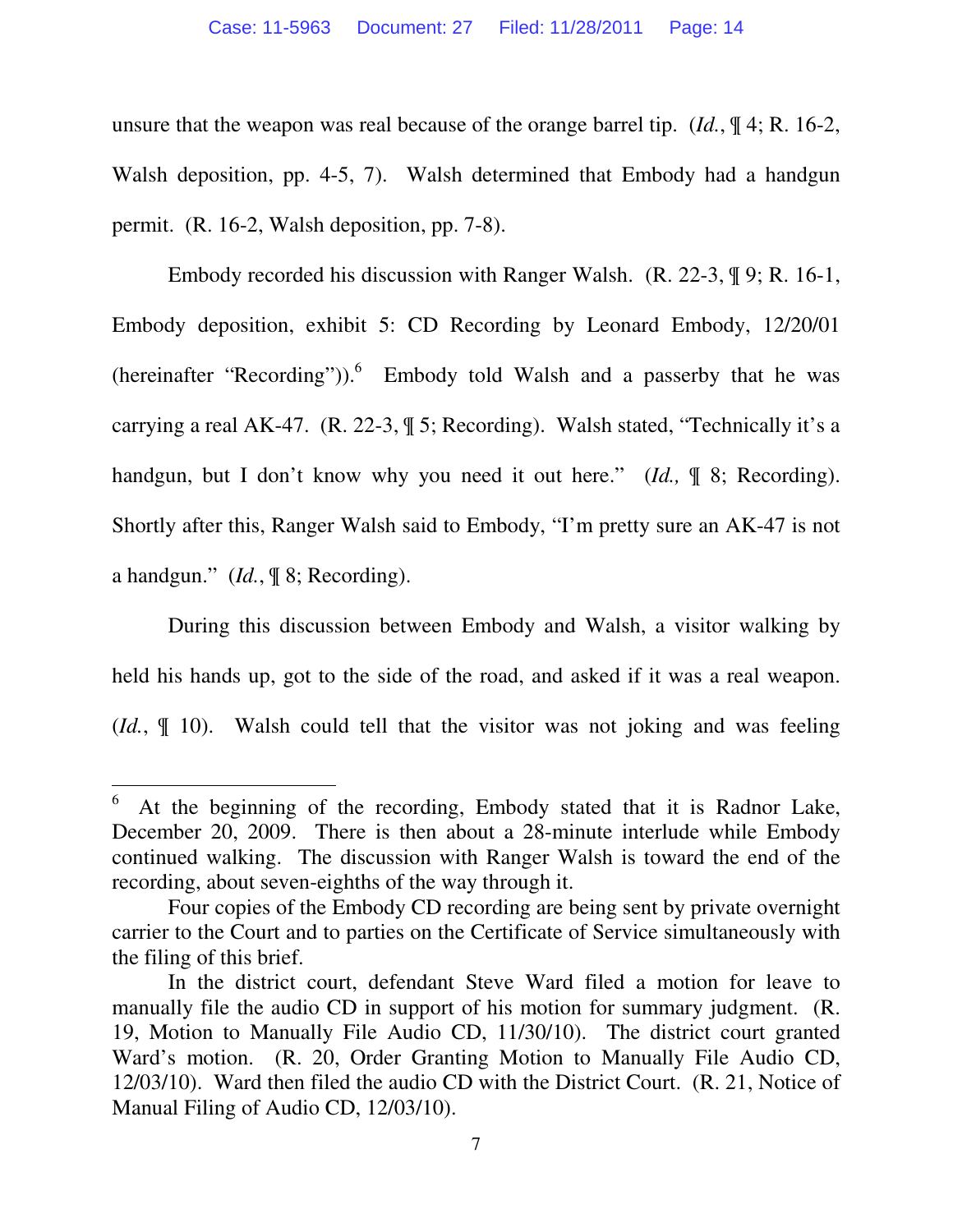unsure that the weapon was real because of the orange barrel tip. (*Id.*, ¶ 4; R. 16-2, Walsh deposition, pp. 4-5, 7). Walsh determined that Embody had a handgun permit. (R. 16-2, Walsh deposition, pp. 7-8).

Embody recorded his discussion with Ranger Walsh. (R. 22-3, ¶ 9; R. 16-1, Embody deposition, exhibit 5: CD Recording by Leonard Embody, 12/20/01 (hereinafter "Recording")).[6] Embody told Walsh and a passerby that he was carrying a real AK-47. (R. 22-3, ¶ 5; Recording). Walsh stated, "Technically it's a handgun, but I don't know why you need it out here." (*Id.,* ¶ 8; Recording). Shortly after this, Ranger Walsh said to Embody, "I'm pretty sure an AK-47 is not a handgun." (*Id.*, ¶ 8; Recording).

During this discussion between Embody and Walsh, a visitor walking by held his hands up, got to the side of the road, and asked if it was a real weapon. (*Id.*, ¶ 10). Walsh could tell that the visitor was not joking and was feeling

---

[6] At the beginning of the recording, Embody stated that it is Radnor Lake, December 20, 2009. There is then about a 28-minute interlude while Embody continued walking. The discussion with Ranger Walsh is toward the end of the recording, about seven-eighths of the way through it.

Four copies of the Embody CD recording are being sent by private overnight carrier to the Court and to parties on the Certificate of Service simultaneously with the filing of this brief.

In the district court, defendant Steve Ward filed a motion for leave to manually file the audio CD in support of his motion for summary judgment. (R. 19, Motion to Manually File Audio CD, 11/30/10). The district court granted Ward's motion. (R. 20, Order Granting Motion to Manually File Audio CD, 12/03/10). Ward then filed the audio CD with the District Court. (R. 21, Notice of Manual Filing of Audio CD, 12/03/10).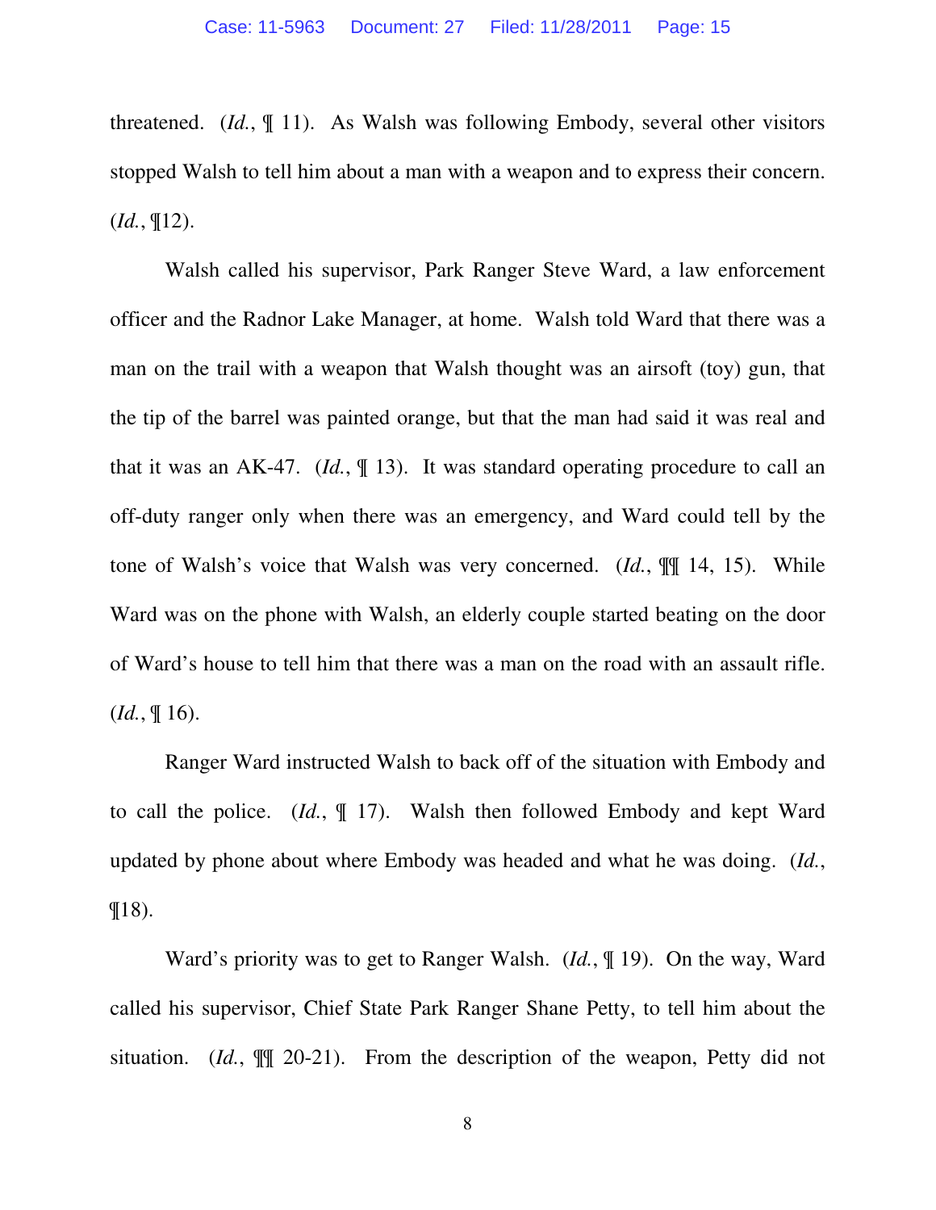threatened. (*Id.*, ¶ 11). As Walsh was following Embody, several other visitors stopped Walsh to tell him about a man with a weapon and to express their concern. (*Id.*, ¶12).

Walsh called his supervisor, Park Ranger Steve Ward, a law enforcement officer and the Radnor Lake Manager, at home. Walsh told Ward that there was a man on the trail with a weapon that Walsh thought was an airsoft (toy) gun, that the tip of the barrel was painted orange, but that the man had said it was real and that it was an AK-47. (*Id.*, ¶ 13). It was standard operating procedure to call an off-duty ranger only when there was an emergency, and Ward could tell by the tone of Walsh's voice that Walsh was very concerned. (*Id.*, ¶¶ 14, 15). While Ward was on the phone with Walsh, an elderly couple started beating on the door of Ward's house to tell him that there was a man on the road with an assault rifle. (*Id.*, ¶ 16).

Ranger Ward instructed Walsh to back off of the situation with Embody and to call the police. (*Id.*, ¶ 17). Walsh then followed Embody and kept Ward updated by phone about where Embody was headed and what he was doing. (*Id.*, ¶18).

Ward's priority was to get to Ranger Walsh. (*Id.*, ¶ 19). On the way, Ward called his supervisor, Chief State Park Ranger Shane Petty, to tell him about the situation. (*Id.*, ¶¶ 20-21). From the description of the weapon, Petty did not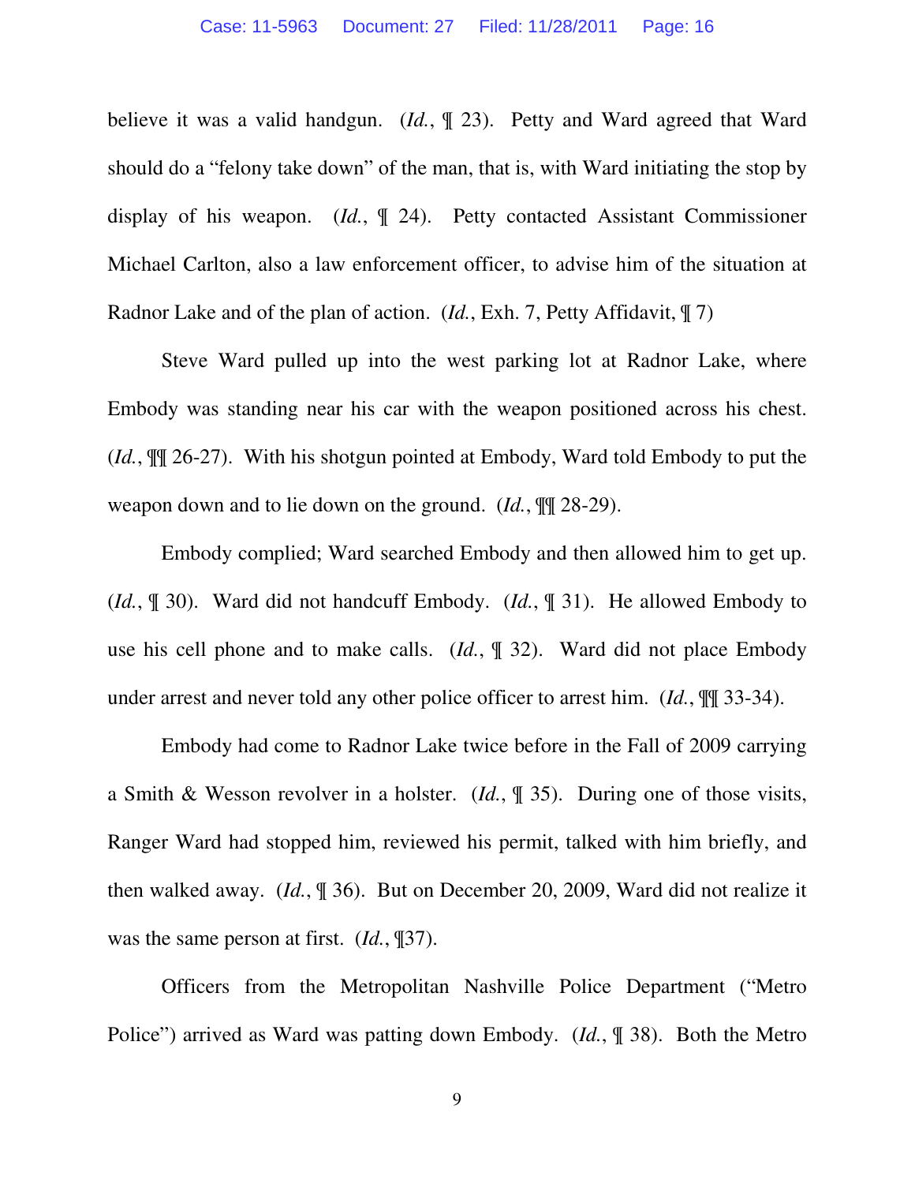believe it was a valid handgun. (*Id.*, ¶ 23). Petty and Ward agreed that Ward should do a "felony take down" of the man, that is, with Ward initiating the stop by display of his weapon. (*Id.*, ¶ 24). Petty contacted Assistant Commissioner Michael Carlton, also a law enforcement officer, to advise him of the situation at Radnor Lake and of the plan of action. (*Id.*, Exh. 7, Petty Affidavit, ¶ 7)

Steve Ward pulled up into the west parking lot at Radnor Lake, where Embody was standing near his car with the weapon positioned across his chest. (*Id.*, ¶¶ 26-27). With his shotgun pointed at Embody, Ward told Embody to put the weapon down and to lie down on the ground. (*Id.*, ¶¶ 28-29).

Embody complied; Ward searched Embody and then allowed him to get up. (*Id.*, ¶ 30). Ward did not handcuff Embody. (*Id.*, ¶ 31). He allowed Embody to use his cell phone and to make calls. (*Id.*, ¶ 32). Ward did not place Embody under arrest and never told any other police officer to arrest him. (*Id.*, ¶¶ 33-34).

Embody had come to Radnor Lake twice before in the Fall of 2009 carrying a Smith & Wesson revolver in a holster. (*Id.*, ¶ 35). During one of those visits, Ranger Ward had stopped him, reviewed his permit, talked with him briefly, and then walked away. (*Id.*, ¶ 36). But on December 20, 2009, Ward did not realize it was the same person at first. (*Id.*, ¶37).

Officers from the Metropolitan Nashville Police Department ("Metro Police") arrived as Ward was patting down Embody. (*Id.*, ¶ 38). Both the Metro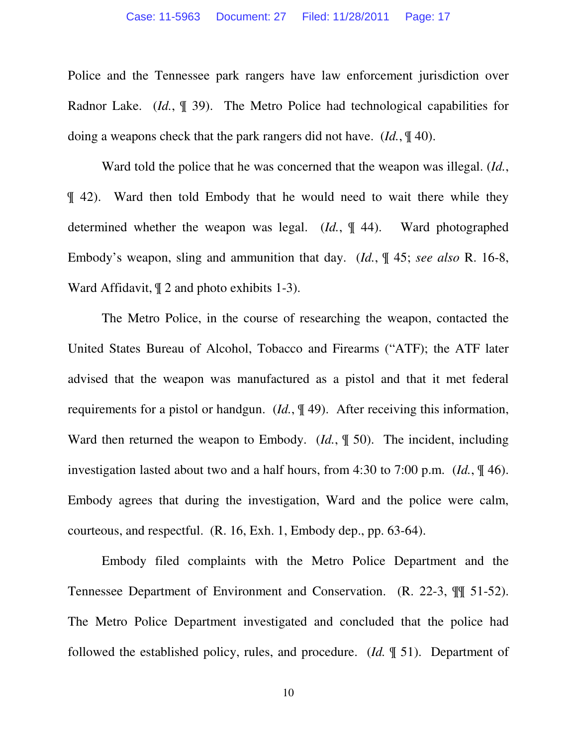Police and the Tennessee park rangers have law enforcement jurisdiction over Radnor Lake. (*Id.*, ¶ 39). The Metro Police had technological capabilities for doing a weapons check that the park rangers did not have. (*Id.*, ¶ 40).

Ward told the police that he was concerned that the weapon was illegal. (*Id.*, ¶ 42). Ward then told Embody that he would need to wait there while they determined whether the weapon was legal. (*Id.*, ¶ 44). Ward photographed Embody's weapon, sling and ammunition that day. (*Id.*, ¶ 45; *see also* R. 16-8, Ward Affidavit, ¶ 2 and photo exhibits 1-3).

The Metro Police, in the course of researching the weapon, contacted the United States Bureau of Alcohol, Tobacco and Firearms ("ATF); the ATF later advised that the weapon was manufactured as a pistol and that it met federal requirements for a pistol or handgun. (*Id.*, ¶ 49). After receiving this information, Ward then returned the weapon to Embody. (*Id.*, ¶ 50). The incident, including investigation lasted about two and a half hours, from 4:30 to 7:00 p.m. (*Id.*, ¶ 46). Embody agrees that during the investigation, Ward and the police were calm, courteous, and respectful. (R. 16, Exh. 1, Embody dep., pp. 63-64).

Embody filed complaints with the Metro Police Department and the Tennessee Department of Environment and Conservation. (R. 22-3, ¶¶ 51-52). The Metro Police Department investigated and concluded that the police had followed the established policy, rules, and procedure. (*Id.* ¶ 51). Department of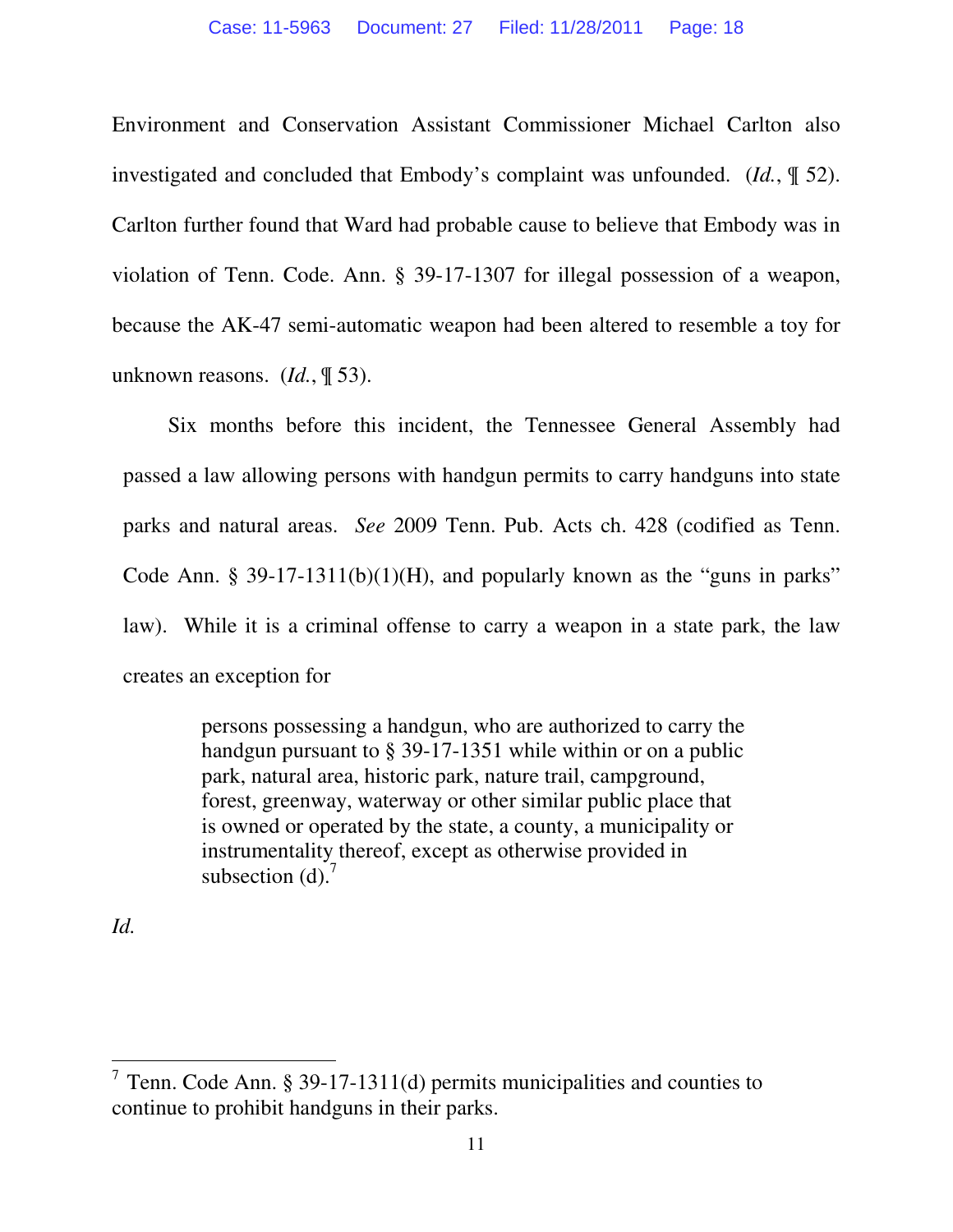Environment and Conservation Assistant Commissioner Michael Carlton also investigated and concluded that Embody's complaint was unfounded. (*Id.*, ¶ 52). Carlton further found that Ward had probable cause to believe that Embody was in violation of Tenn. Code. Ann. § 39-17-1307 for illegal possession of a weapon, because the AK-47 semi-automatic weapon had been altered to resemble a toy for unknown reasons. (*Id.*, ¶ 53).

Six months before this incident, the Tennessee General Assembly had passed a law allowing persons with handgun permits to carry handguns into state parks and natural areas. *See* 2009 Tenn. Pub. Acts ch. 428 (codified as Tenn. Code Ann. § 39-17-1311(b)(1)(H), and popularly known as the "guns in parks" law). While it is a criminal offense to carry a weapon in a state park, the law creates an exception for

> persons possessing a handgun, who are authorized to carry the handgun pursuant to § 39-17-1351 while within or on a public park, natural area, historic park, nature trail, campground, forest, greenway, waterway or other similar public place that is owned or operated by the state, a county, a municipality or instrumentality thereof, except as otherwise provided in subsection (d).[7]

*Id.*

---

[7] Tenn. Code Ann. § 39-17-1311(d) permits municipalities and counties to continue to prohibit handguns in their parks.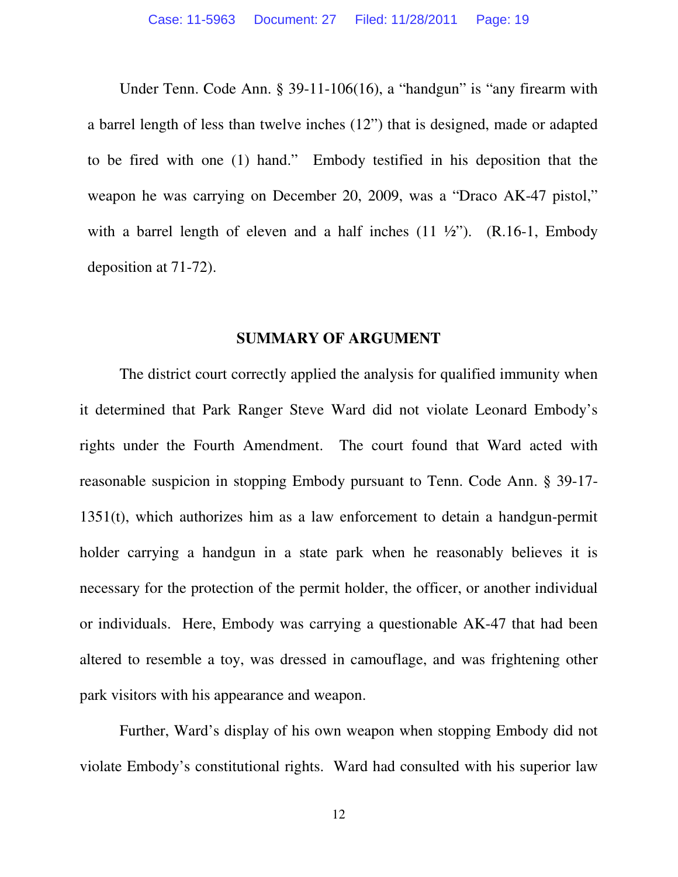Under Tenn. Code Ann. § 39-11-106(16), a "handgun" is "any firearm with a barrel length of less than twelve inches (12") that is designed, made or adapted to be fired with one (1) hand." Embody testified in his deposition that the weapon he was carrying on December 20, 2009, was a "Draco AK-47 pistol," with a barrel length of eleven and a half inches (11 ½"). (R.16-1, Embody deposition at 71-72).

## SUMMARY OF ARGUMENT

The district court correctly applied the analysis for qualified immunity when it determined that Park Ranger Steve Ward did not violate Leonard Embody's rights under the Fourth Amendment. The court found that Ward acted with reasonable suspicion in stopping Embody pursuant to Tenn. Code Ann. § 39-17-1351(t), which authorizes him as a law enforcement to detain a handgun-permit holder carrying a handgun in a state park when he reasonably believes it is necessary for the protection of the permit holder, the officer, or another individual or individuals. Here, Embody was carrying a questionable AK-47 that had been altered to resemble a toy, was dressed in camouflage, and was frightening other park visitors with his appearance and weapon.

Further, Ward's display of his own weapon when stopping Embody did not violate Embody's constitutional rights. Ward had consulted with his superior law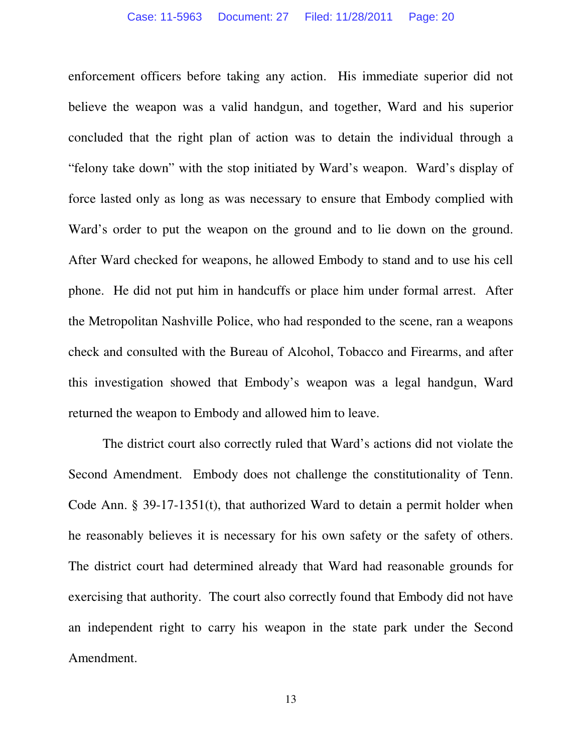enforcement officers before taking any action. His immediate superior did not believe the weapon was a valid handgun, and together, Ward and his superior concluded that the right plan of action was to detain the individual through a "felony take down" with the stop initiated by Ward's weapon. Ward's display of force lasted only as long as was necessary to ensure that Embody complied with Ward's order to put the weapon on the ground and to lie down on the ground. After Ward checked for weapons, he allowed Embody to stand and to use his cell phone. He did not put him in handcuffs or place him under formal arrest. After the Metropolitan Nashville Police, who had responded to the scene, ran a weapons check and consulted with the Bureau of Alcohol, Tobacco and Firearms, and after this investigation showed that Embody's weapon was a legal handgun, Ward returned the weapon to Embody and allowed him to leave.

The district court also correctly ruled that Ward's actions did not violate the Second Amendment. Embody does not challenge the constitutionality of Tenn. Code Ann. § 39-17-1351(t), that authorized Ward to detain a permit holder when he reasonably believes it is necessary for his own safety or the safety of others. The district court had determined already that Ward had reasonable grounds for exercising that authority. The court also correctly found that Embody did not have an independent right to carry his weapon in the state park under the Second Amendment.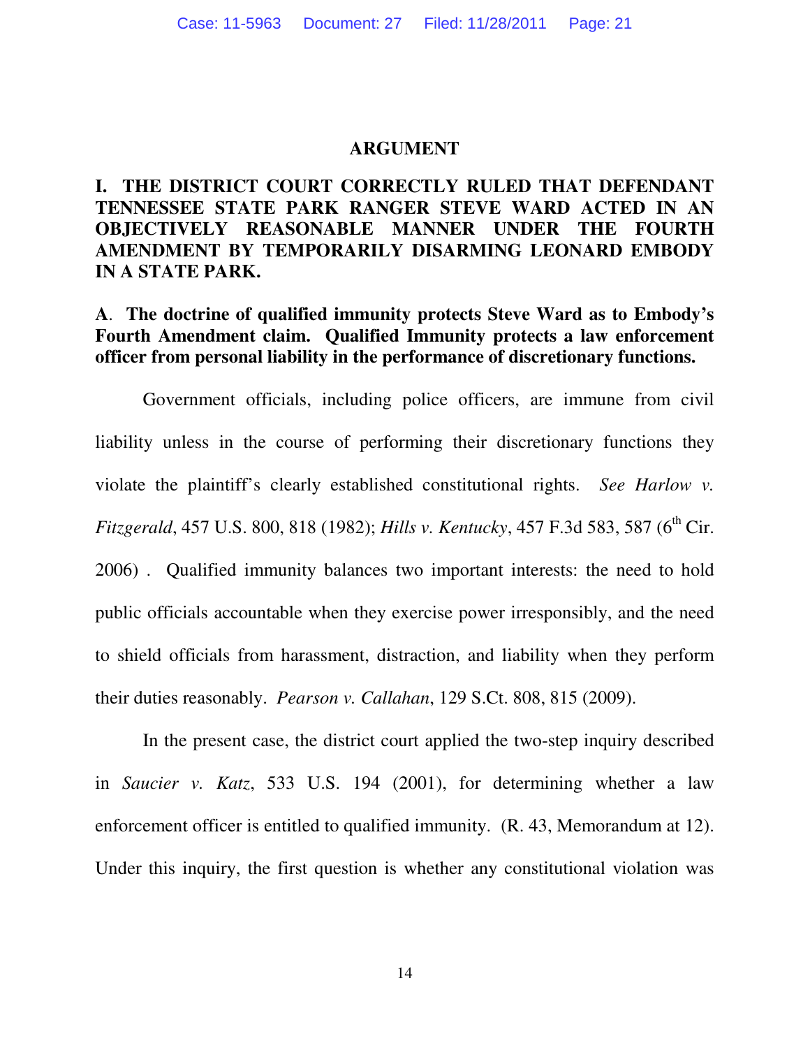## ARGUMENT

### I. THE DISTRICT COURT CORRECTLY RULED THAT DEFENDANT TENNESSEE STATE PARK RANGER STEVE WARD ACTED IN AN OBJECTIVELY REASONABLE MANNER UNDER THE FOURTH AMENDMENT BY TEMPORARILY DISARMING LEONARD EMBODY IN A STATE PARK.

**A. The doctrine of qualified immunity protects Steve Ward as to Embody's Fourth Amendment claim. Qualified Immunity protects a law enforcement officer from personal liability in the performance of discretionary functions.**

Government officials, including police officers, are immune from civil liability unless in the course of performing their discretionary functions they violate the plaintiff's clearly established constitutional rights. *See Harlow v. Fitzgerald*, 457 U.S. 800, 818 (1982); *Hills v. Kentucky*, 457 F.3d 583, 587 (6th Cir. 2006) . Qualified immunity balances two important interests: the need to hold public officials accountable when they exercise power irresponsibly, and the need to shield officials from harassment, distraction, and liability when they perform their duties reasonably. *Pearson v. Callahan*, 129 S.Ct. 808, 815 (2009).

In the present case, the district court applied the two-step inquiry described in *Saucier v. Katz*, 533 U.S. 194 (2001), for determining whether a law enforcement officer is entitled to qualified immunity. (R. 43, Memorandum at 12). Under this inquiry, the first question is whether any constitutional violation was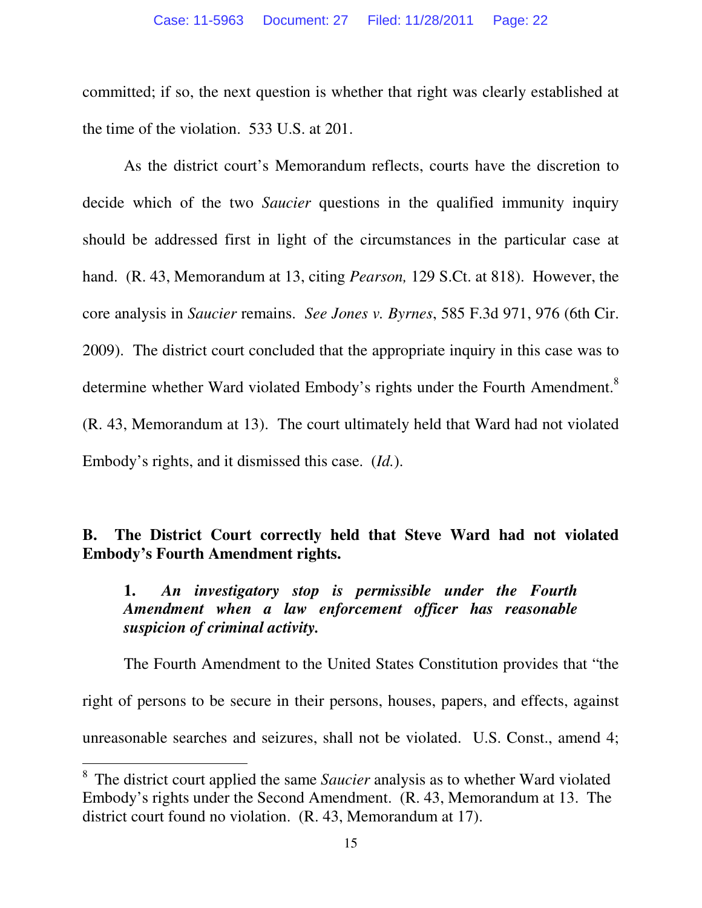committed; if so, the next question is whether that right was clearly established at the time of the violation. 533 U.S. at 201.

As the district court's Memorandum reflects, courts have the discretion to decide which of the two *Saucier* questions in the qualified immunity inquiry should be addressed first in light of the circumstances in the particular case at hand. (R. 43, Memorandum at 13, citing *Pearson,* 129 S.Ct. at 818). However, the core analysis in *Saucier* remains. *See Jones v. Byrnes*, 585 F.3d 971, 976 (6th Cir. 2009). The district court concluded that the appropriate inquiry in this case was to determine whether Ward violated Embody's rights under the Fourth Amendment.[8] (R. 43, Memorandum at 13). The court ultimately held that Ward had not violated Embody's rights, and it dismissed this case. (*Id.*).

**B. The District Court correctly held that Steve Ward had not violated Embody's Fourth Amendment rights.**

**1. *An investigatory stop is permissible under the Fourth Amendment when a law enforcement officer has reasonable suspicion of criminal activity.***

The Fourth Amendment to the United States Constitution provides that "the right of persons to be secure in their persons, houses, papers, and effects, against unreasonable searches and seizures, shall not be violated. U.S. Const., amend 4;

[8] The district court applied the same *Saucier* analysis as to whether Ward violated Embody's rights under the Second Amendment. (R. 43, Memorandum at 13. The district court found no violation. (R. 43, Memorandum at 17).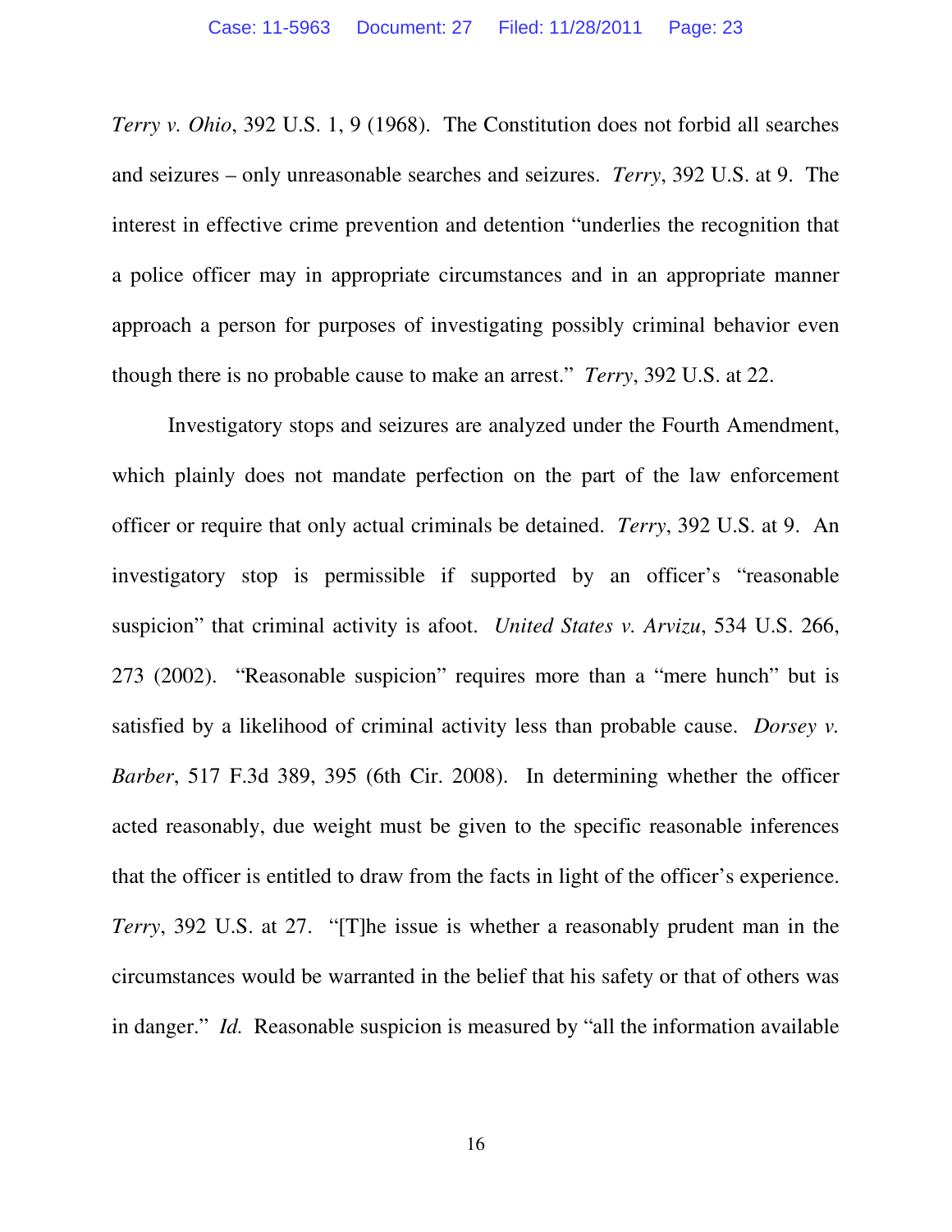*Terry v. Ohio*, 392 U.S. 1, 9 (1968). The Constitution does not forbid all searches and seizures – only unreasonable searches and seizures. *Terry*, 392 U.S. at 9. The interest in effective crime prevention and detention "underlies the recognition that a police officer may in appropriate circumstances and in an appropriate manner approach a person for purposes of investigating possibly criminal behavior even though there is no probable cause to make an arrest." *Terry*, 392 U.S. at 22.

Investigatory stops and seizures are analyzed under the Fourth Amendment, which plainly does not mandate perfection on the part of the law enforcement officer or require that only actual criminals be detained. *Terry*, 392 U.S. at 9. An investigatory stop is permissible if supported by an officer's "reasonable suspicion" that criminal activity is afoot. *United States v. Arvizu*, 534 U.S. 266, 273 (2002). "Reasonable suspicion" requires more than a "mere hunch" but is satisfied by a likelihood of criminal activity less than probable cause. *Dorsey v. Barber*, 517 F.3d 389, 395 (6th Cir. 2008). In determining whether the officer acted reasonably, due weight must be given to the specific reasonable inferences that the officer is entitled to draw from the facts in light of the officer's experience. *Terry*, 392 U.S. at 27. "[T]he issue is whether a reasonably prudent man in the circumstances would be warranted in the belief that his safety or that of others was in danger." *Id.* Reasonable suspicion is measured by "all the information available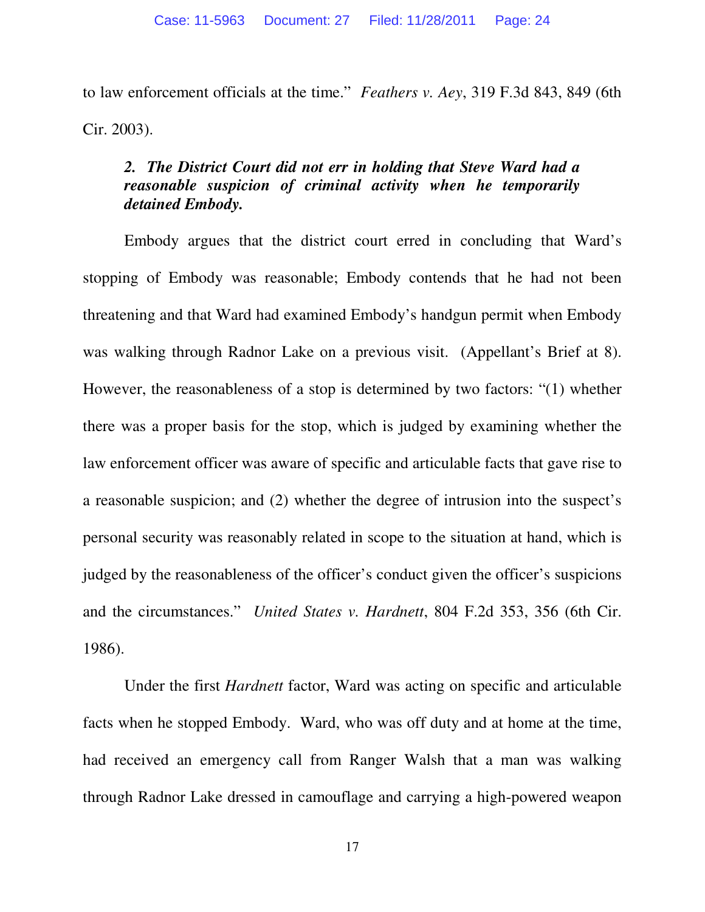to law enforcement officials at the time." *Feathers v. Aey*, 319 F.3d 843, 849 (6th Cir. 2003).

***2. The District Court did not err in holding that Steve Ward had a reasonable suspicion of criminal activity when he temporarily detained Embody.***

Embody argues that the district court erred in concluding that Ward's stopping of Embody was reasonable; Embody contends that he had not been threatening and that Ward had examined Embody's handgun permit when Embody was walking through Radnor Lake on a previous visit. (Appellant's Brief at 8). However, the reasonableness of a stop is determined by two factors: "(1) whether there was a proper basis for the stop, which is judged by examining whether the law enforcement officer was aware of specific and articulable facts that gave rise to a reasonable suspicion; and (2) whether the degree of intrusion into the suspect's personal security was reasonably related in scope to the situation at hand, which is judged by the reasonableness of the officer's conduct given the officer's suspicions and the circumstances." *United States v. Hardnett*, 804 F.2d 353, 356 (6th Cir. 1986).

Under the first *Hardnett* factor, Ward was acting on specific and articulable facts when he stopped Embody. Ward, who was off duty and at home at the time, had received an emergency call from Ranger Walsh that a man was walking through Radnor Lake dressed in camouflage and carrying a high-powered weapon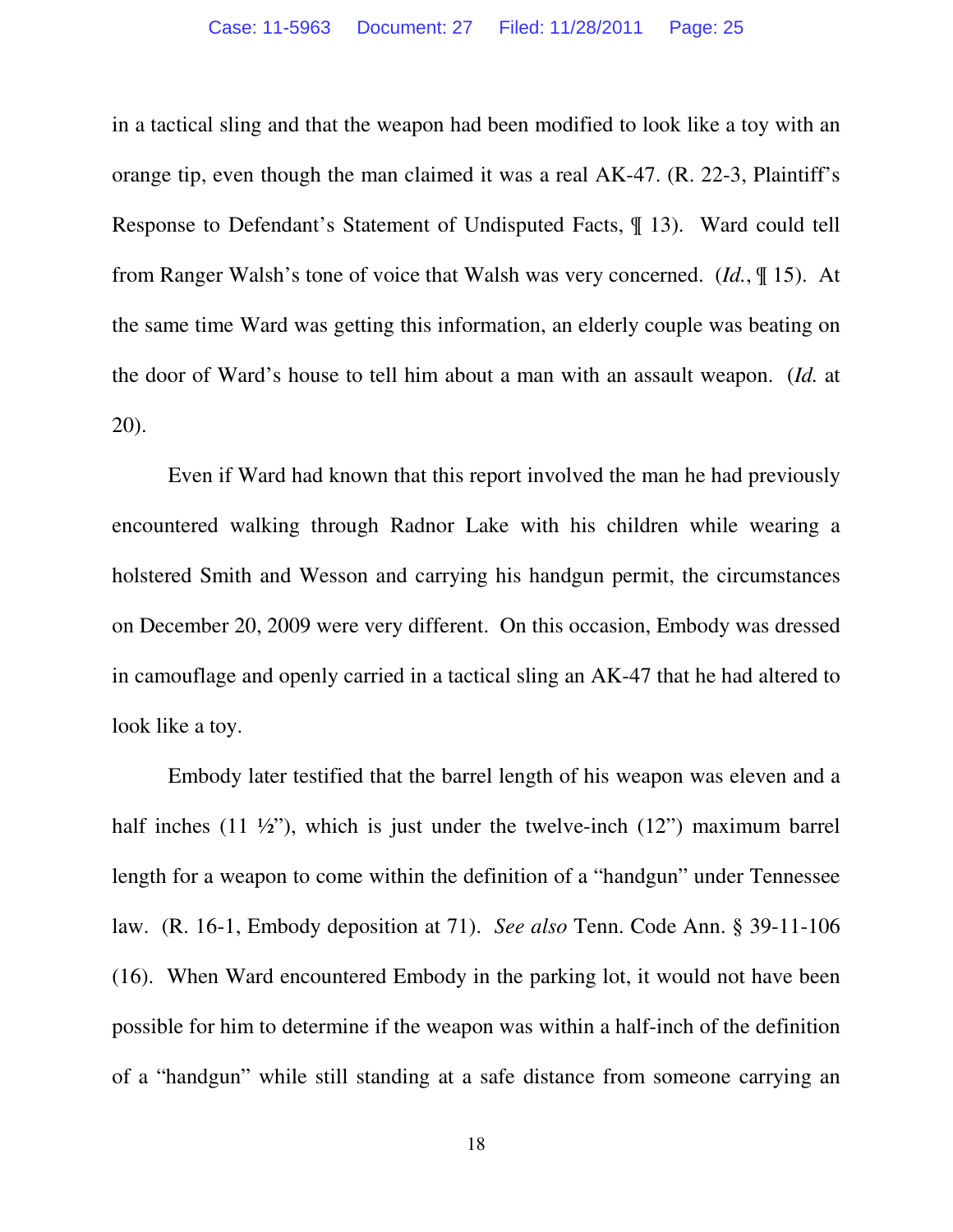in a tactical sling and that the weapon had been modified to look like a toy with an orange tip, even though the man claimed it was a real AK-47. (R. 22-3, Plaintiff's Response to Defendant's Statement of Undisputed Facts, ¶ 13). Ward could tell from Ranger Walsh's tone of voice that Walsh was very concerned. (*Id.*, ¶ 15). At the same time Ward was getting this information, an elderly couple was beating on the door of Ward's house to tell him about a man with an assault weapon. (*Id.* at 20).

Even if Ward had known that this report involved the man he had previously encountered walking through Radnor Lake with his children while wearing a holstered Smith and Wesson and carrying his handgun permit, the circumstances on December 20, 2009 were very different. On this occasion, Embody was dressed in camouflage and openly carried in a tactical sling an AK-47 that he had altered to look like a toy.

Embody later testified that the barrel length of his weapon was eleven and a half inches (11 ½"), which is just under the twelve-inch (12") maximum barrel length for a weapon to come within the definition of a "handgun" under Tennessee law. (R. 16-1, Embody deposition at 71). *See also* Tenn. Code Ann. § 39-11-106 (16). When Ward encountered Embody in the parking lot, it would not have been possible for him to determine if the weapon was within a half-inch of the definition of a "handgun" while still standing at a safe distance from someone carrying an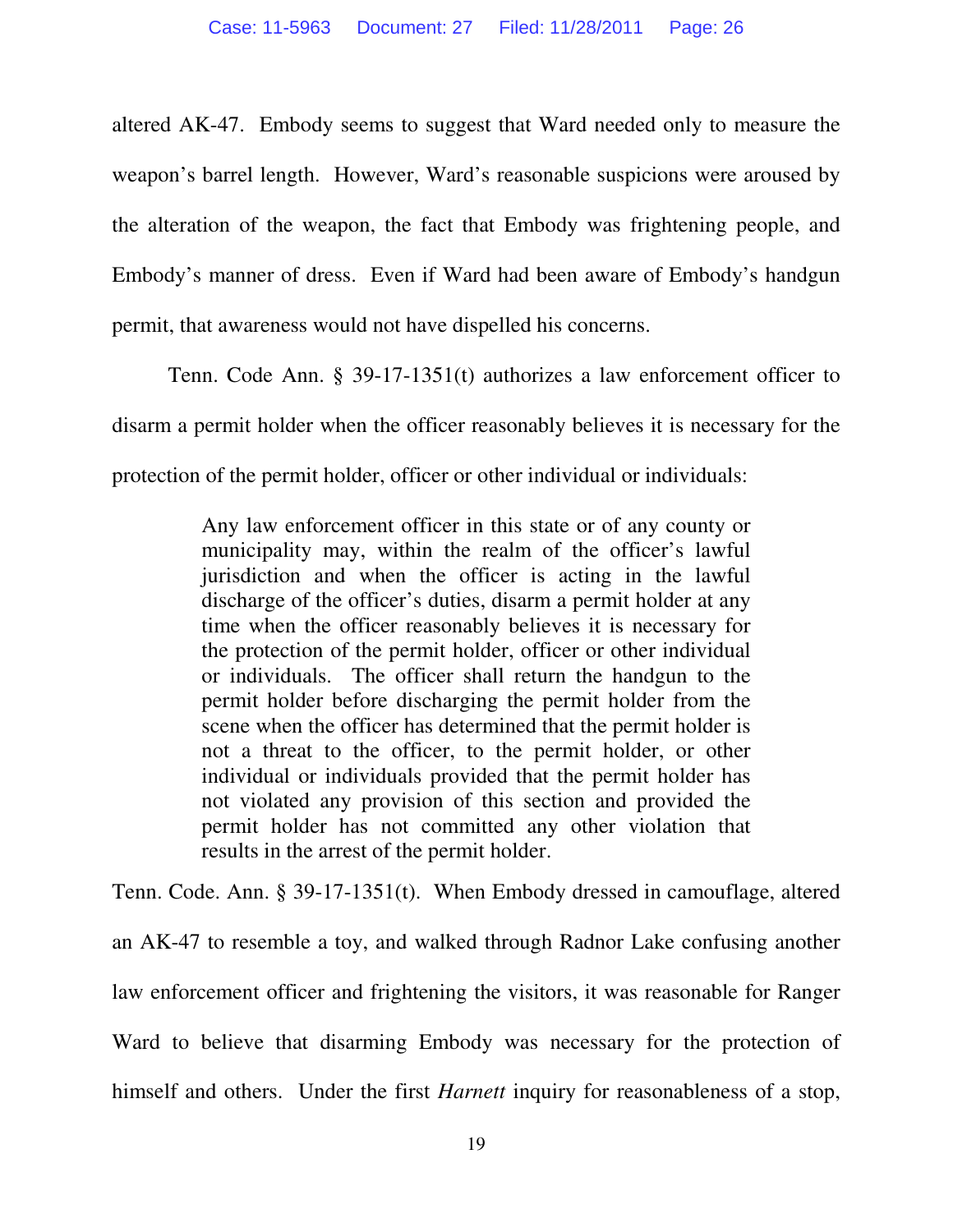altered AK-47. Embody seems to suggest that Ward needed only to measure the weapon's barrel length. However, Ward's reasonable suspicions were aroused by the alteration of the weapon, the fact that Embody was frightening people, and Embody's manner of dress. Even if Ward had been aware of Embody's handgun permit, that awareness would not have dispelled his concerns.

Tenn. Code Ann. § 39-17-1351(t) authorizes a law enforcement officer to disarm a permit holder when the officer reasonably believes it is necessary for the protection of the permit holder, officer or other individual or individuals:

> Any law enforcement officer in this state or of any county or municipality may, within the realm of the officer's lawful jurisdiction and when the officer is acting in the lawful discharge of the officer's duties, disarm a permit holder at any time when the officer reasonably believes it is necessary for the protection of the permit holder, officer or other individual or individuals. The officer shall return the handgun to the permit holder before discharging the permit holder from the scene when the officer has determined that the permit holder is not a threat to the officer, to the permit holder, or other individual or individuals provided that the permit holder has not violated any provision of this section and provided the permit holder has not committed any other violation that results in the arrest of the permit holder.

Tenn. Code. Ann. § 39-17-1351(t). When Embody dressed in camouflage, altered an AK-47 to resemble a toy, and walked through Radnor Lake confusing another law enforcement officer and frightening the visitors, it was reasonable for Ranger Ward to believe that disarming Embody was necessary for the protection of himself and others. Under the first *Harnett* inquiry for reasonableness of a stop,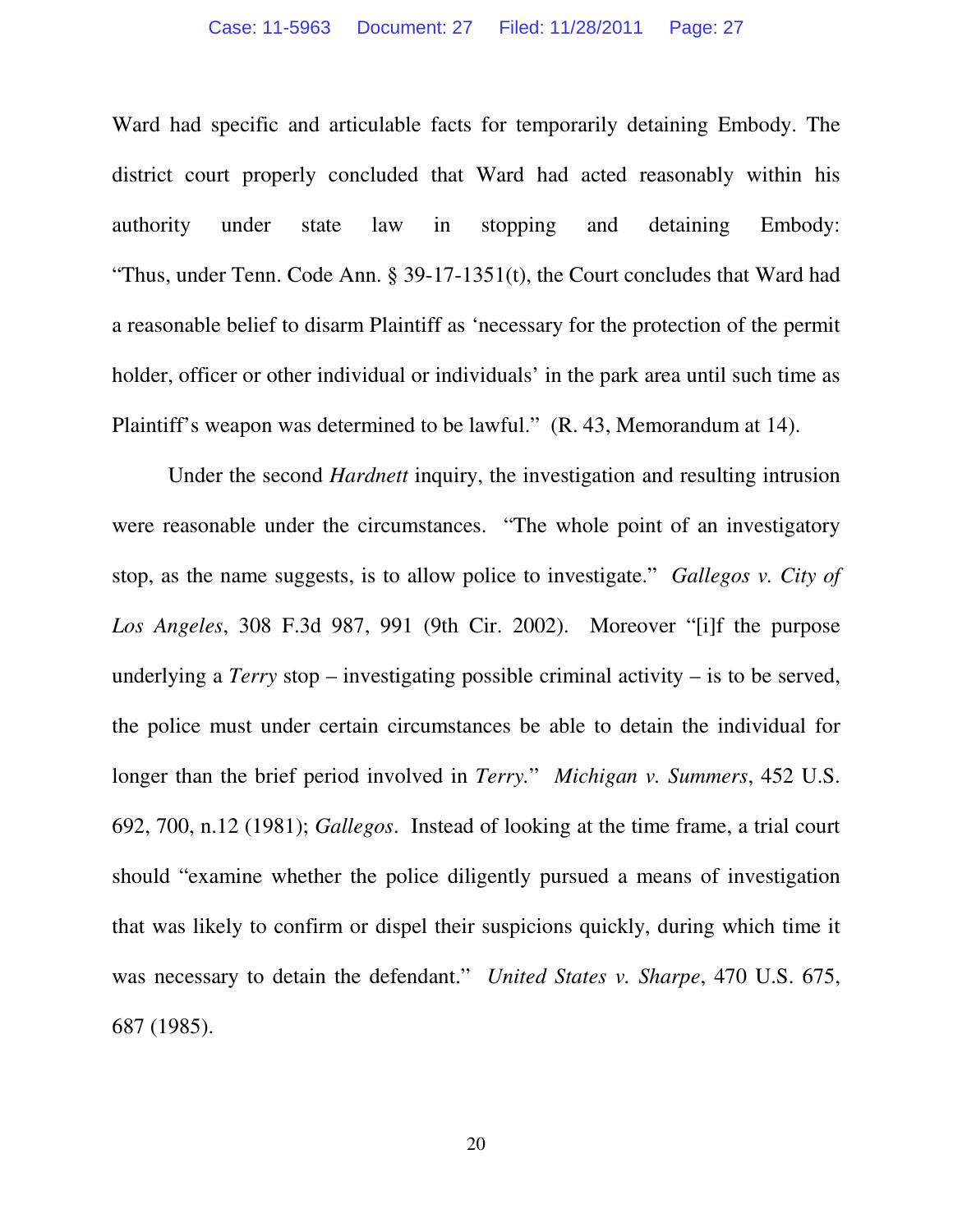Ward had specific and articulable facts for temporarily detaining Embody. The district court properly concluded that Ward had acted reasonably within his authority under state law in stopping and detaining Embody: "Thus, under Tenn. Code Ann. § 39-17-1351(t), the Court concludes that Ward had a reasonable belief to disarm Plaintiff as 'necessary for the protection of the permit holder, officer or other individual or individuals' in the park area until such time as Plaintiff's weapon was determined to be lawful." (R. 43, Memorandum at 14).

Under the second *Hardnett* inquiry, the investigation and resulting intrusion were reasonable under the circumstances. "The whole point of an investigatory stop, as the name suggests, is to allow police to investigate." *Gallegos v. City of Los Angeles*, 308 F.3d 987, 991 (9th Cir. 2002). Moreover "[i]f the purpose underlying a *Terry* stop – investigating possible criminal activity – is to be served, the police must under certain circumstances be able to detain the individual for longer than the brief period involved in *Terry.*" *Michigan v. Summers*, 452 U.S. 692, 700, n.12 (1981); *Gallegos*. Instead of looking at the time frame, a trial court should "examine whether the police diligently pursued a means of investigation that was likely to confirm or dispel their suspicions quickly, during which time it was necessary to detain the defendant." *United States v. Sharpe*, 470 U.S. 675, 687 (1985).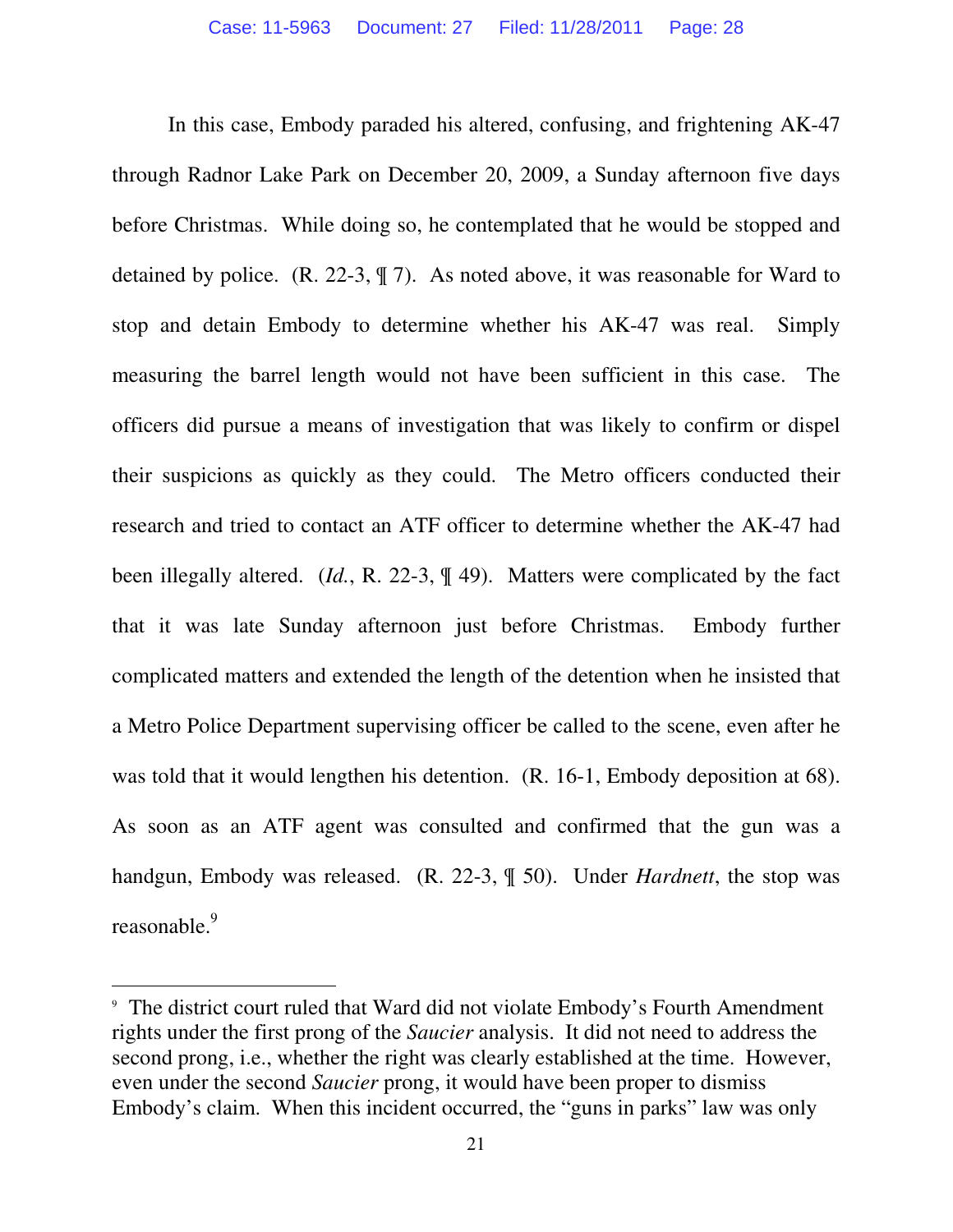In this case, Embody paraded his altered, confusing, and frightening AK-47 through Radnor Lake Park on December 20, 2009, a Sunday afternoon five days before Christmas. While doing so, he contemplated that he would be stopped and detained by police. (R. 22-3, ¶ 7). As noted above, it was reasonable for Ward to stop and detain Embody to determine whether his AK-47 was real. Simply measuring the barrel length would not have been sufficient in this case. The officers did pursue a means of investigation that was likely to confirm or dispel their suspicions as quickly as they could. The Metro officers conducted their research and tried to contact an ATF officer to determine whether the AK-47 had been illegally altered. (*Id.*, R. 22-3, ¶ 49). Matters were complicated by the fact that it was late Sunday afternoon just before Christmas. Embody further complicated matters and extended the length of the detention when he insisted that a Metro Police Department supervising officer be called to the scene, even after he was told that it would lengthen his detention. (R. 16-1, Embody deposition at 68). As soon as an ATF agent was consulted and confirmed that the gun was a handgun, Embody was released. (R. 22-3, ¶ 50). Under *Hardnett*, the stop was reasonable.[9]

---

[9] The district court ruled that Ward did not violate Embody's Fourth Amendment rights under the first prong of the *Saucier* analysis. It did not need to address the second prong, i.e., whether the right was clearly established at the time. However, even under the second *Saucier* prong, it would have been proper to dismiss Embody's claim. When this incident occurred, the "guns in parks" law was only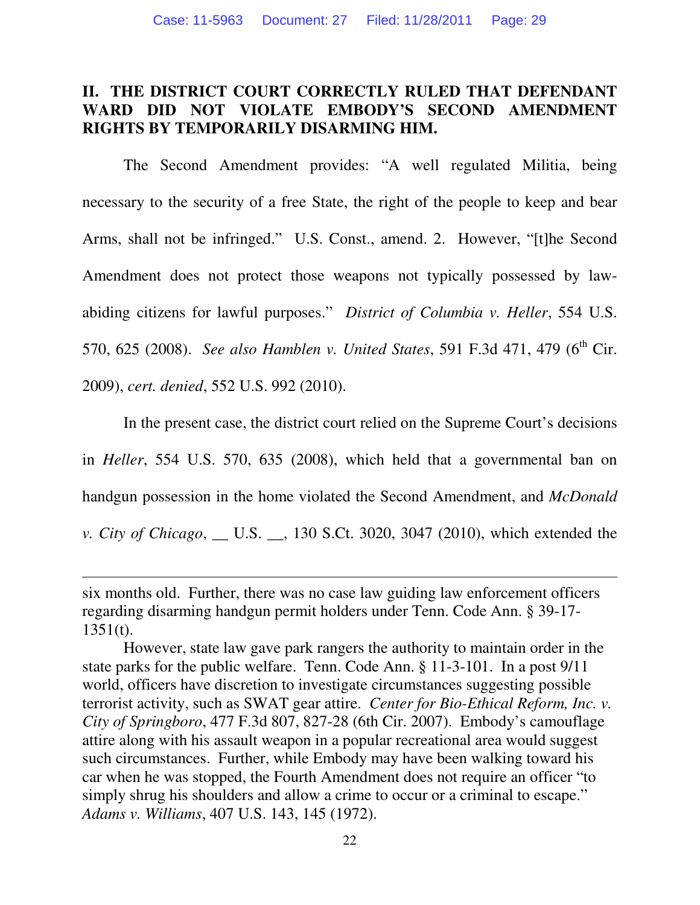## II. THE DISTRICT COURT CORRECTLY RULED THAT DEFENDANT WARD DID NOT VIOLATE EMBODY'S SECOND AMENDMENT RIGHTS BY TEMPORARILY DISARMING HIM.

The Second Amendment provides: "A well regulated Militia, being necessary to the security of a free State, the right of the people to keep and bear Arms, shall not be infringed." U.S. Const., amend. 2. However, "[t]he Second Amendment does not protect those weapons not typically possessed by law-abiding citizens for lawful purposes." *District of Columbia v. Heller*, 554 U.S. 570, 625 (2008). *See also Hamblen v. United States*, 591 F.3d 471, 479 (6th Cir. 2009), *cert. denied*, 552 U.S. 992 (2010).

In the present case, the district court relied on the Supreme Court's decisions in *Heller*, 554 U.S. 570, 635 (2008), which held that a governmental ban on handgun possession in the home violated the Second Amendment, and *McDonald v. City of Chicago*, __ U.S. __, 130 S.Ct. 3020, 3047 (2010), which extended the

---

six months old. Further, there was no case law guiding law enforcement officers regarding disarming handgun permit holders under Tenn. Code Ann. § 39-17-1351(t).

However, state law gave park rangers the authority to maintain order in the state parks for the public welfare. Tenn. Code Ann. § 11-3-101. In a post 9/11 world, officers have discretion to investigate circumstances suggesting possible terrorist activity, such as SWAT gear attire. *Center for Bio-Ethical Reform, Inc. v. City of Springboro*, 477 F.3d 807, 827-28 (6th Cir. 2007). Embody's camouflage attire along with his assault weapon in a popular recreational area would suggest such circumstances. Further, while Embody may have been walking toward his car when he was stopped, the Fourth Amendment does not require an officer "to simply shrug his shoulders and allow a crime to occur or a criminal to escape." *Adams v. Williams*, 407 U.S. 143, 145 (1972).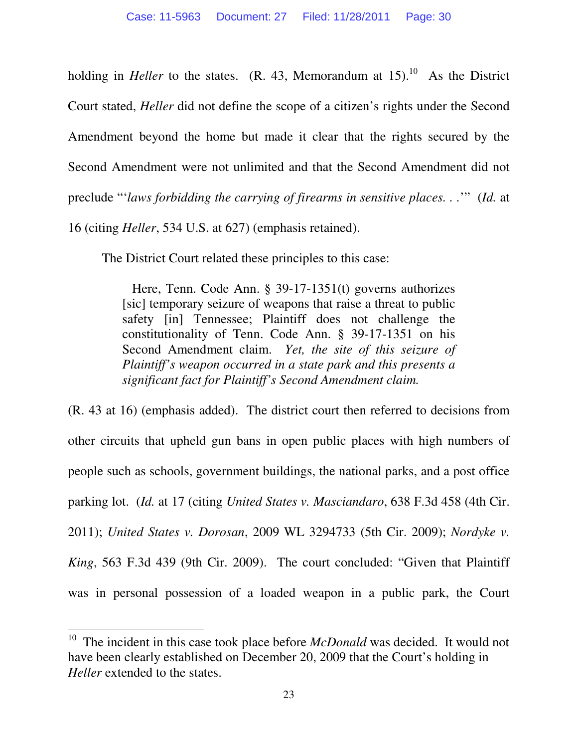holding in *Heller* to the states. (R. 43, Memorandum at 15).[10] As the District Court stated, *Heller* did not define the scope of a citizen's rights under the Second Amendment beyond the home but made it clear that the rights secured by the Second Amendment were not unlimited and that the Second Amendment did not preclude "'*laws forbidding the carrying of firearms in sensitive places. . .*'" (*Id.* at 16 (citing *Heller*, 534 U.S. at 627) (emphasis retained).

The District Court related these principles to this case:

> Here, Tenn. Code Ann. § 39-17-1351(t) governs authorizes [sic] temporary seizure of weapons that raise a threat to public safety [in] Tennessee; Plaintiff does not challenge the constitutionality of Tenn. Code Ann. § 39-17-1351 on his Second Amendment claim. *Yet, the site of this seizure of Plaintiff's weapon occurred in a state park and this presents a significant fact for Plaintiff's Second Amendment claim.*

(R. 43 at 16) (emphasis added). The district court then referred to decisions from other circuits that upheld gun bans in open public places with high numbers of people such as schools, government buildings, the national parks, and a post office parking lot. (*Id.* at 17 (citing *United States v. Masciandaro*, 638 F.3d 458 (4th Cir. 2011); *United States v. Dorosan*, 2009 WL 3294733 (5th Cir. 2009); *Nordyke v. King*, 563 F.3d 439 (9th Cir. 2009). The court concluded: "Given that Plaintiff was in personal possession of a loaded weapon in a public park, the Court

---

[10] The incident in this case took place before *McDonald* was decided. It would not have been clearly established on December 20, 2009 that the Court's holding in *Heller* extended to the states.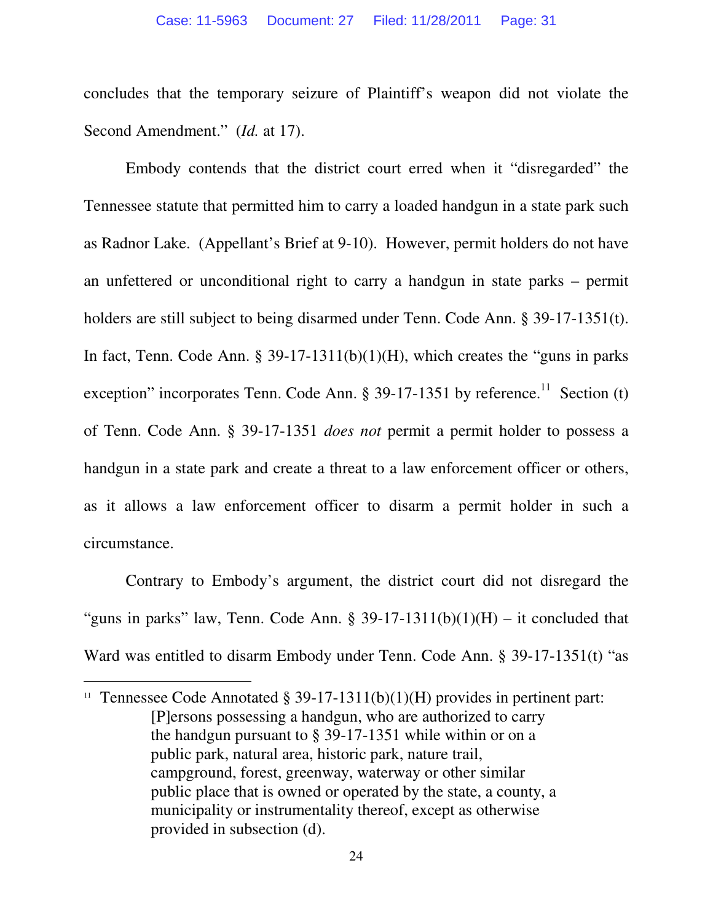concludes that the temporary seizure of Plaintiff's weapon did not violate the Second Amendment." (*Id.* at 17).

Embody contends that the district court erred when it "disregarded" the Tennessee statute that permitted him to carry a loaded handgun in a state park such as Radnor Lake. (Appellant's Brief at 9-10). However, permit holders do not have an unfettered or unconditional right to carry a handgun in state parks – permit holders are still subject to being disarmed under Tenn. Code Ann. § 39-17-1351(t). In fact, Tenn. Code Ann. § 39-17-1311(b)(1)(H), which creates the "guns in parks exception" incorporates Tenn. Code Ann. § 39-17-1351 by reference.[11] Section (t) of Tenn. Code Ann. § 39-17-1351 *does not* permit a permit holder to possess a handgun in a state park and create a threat to a law enforcement officer or others, as it allows a law enforcement officer to disarm a permit holder in such a circumstance.

Contrary to Embody's argument, the district court did not disregard the "guns in parks" law, Tenn. Code Ann. § 39-17-1311(b)(1)(H) – it concluded that Ward was entitled to disarm Embody under Tenn. Code Ann. § 39-17-1351(t) "as

---

[11] Tennessee Code Annotated § 39-17-1311(b)(1)(H) provides in pertinent part:

> [P]ersons possessing a handgun, who are authorized to carry the handgun pursuant to § 39-17-1351 while within or on a public park, natural area, historic park, nature trail, campground, forest, greenway, waterway or other similar public place that is owned or operated by the state, a county, a municipality or instrumentality thereof, except as otherwise provided in subsection (d).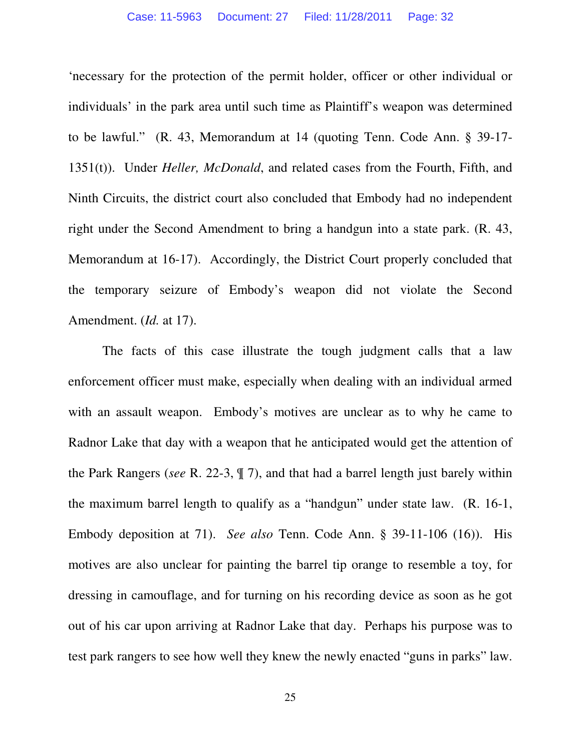'necessary for the protection of the permit holder, officer or other individual or individuals' in the park area until such time as Plaintiff's weapon was determined to be lawful." (R. 43, Memorandum at 14 (quoting Tenn. Code Ann. § 39-17-1351(t)). Under *Heller, McDonald*, and related cases from the Fourth, Fifth, and Ninth Circuits, the district court also concluded that Embody had no independent right under the Second Amendment to bring a handgun into a state park. (R. 43, Memorandum at 16-17). Accordingly, the District Court properly concluded that the temporary seizure of Embody's weapon did not violate the Second Amendment. (*Id.* at 17).

The facts of this case illustrate the tough judgment calls that a law enforcement officer must make, especially when dealing with an individual armed with an assault weapon. Embody's motives are unclear as to why he came to Radnor Lake that day with a weapon that he anticipated would get the attention of the Park Rangers (*see* R. 22-3, ¶ 7), and that had a barrel length just barely within the maximum barrel length to qualify as a "handgun" under state law. (R. 16-1, Embody deposition at 71). *See also* Tenn. Code Ann. § 39-11-106 (16)). His motives are also unclear for painting the barrel tip orange to resemble a toy, for dressing in camouflage, and for turning on his recording device as soon as he got out of his car upon arriving at Radnor Lake that day. Perhaps his purpose was to test park rangers to see how well they knew the newly enacted "guns in parks" law.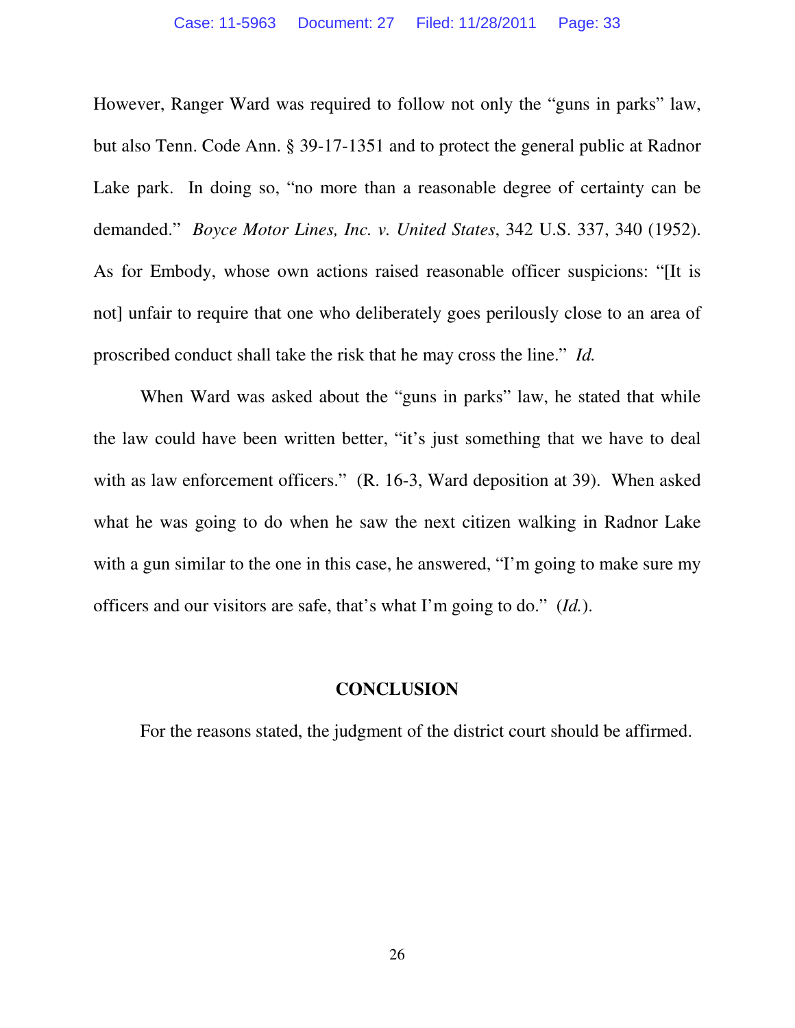However, Ranger Ward was required to follow not only the "guns in parks" law, but also Tenn. Code Ann. § 39-17-1351 and to protect the general public at Radnor Lake park. In doing so, "no more than a reasonable degree of certainty can be demanded." *Boyce Motor Lines, Inc. v. United States*, 342 U.S. 337, 340 (1952). As for Embody, whose own actions raised reasonable officer suspicions: "[It is not] unfair to require that one who deliberately goes perilously close to an area of proscribed conduct shall take the risk that he may cross the line." *Id.*

When Ward was asked about the "guns in parks" law, he stated that while the law could have been written better, "it's just something that we have to deal with as law enforcement officers." (R. 16-3, Ward deposition at 39). When asked what he was going to do when he saw the next citizen walking in Radnor Lake with a gun similar to the one in this case, he answered, "I'm going to make sure my officers and our visitors are safe, that's what I'm going to do." (*Id.*).

## CONCLUSION

For the reasons stated, the judgment of the district court should be affirmed.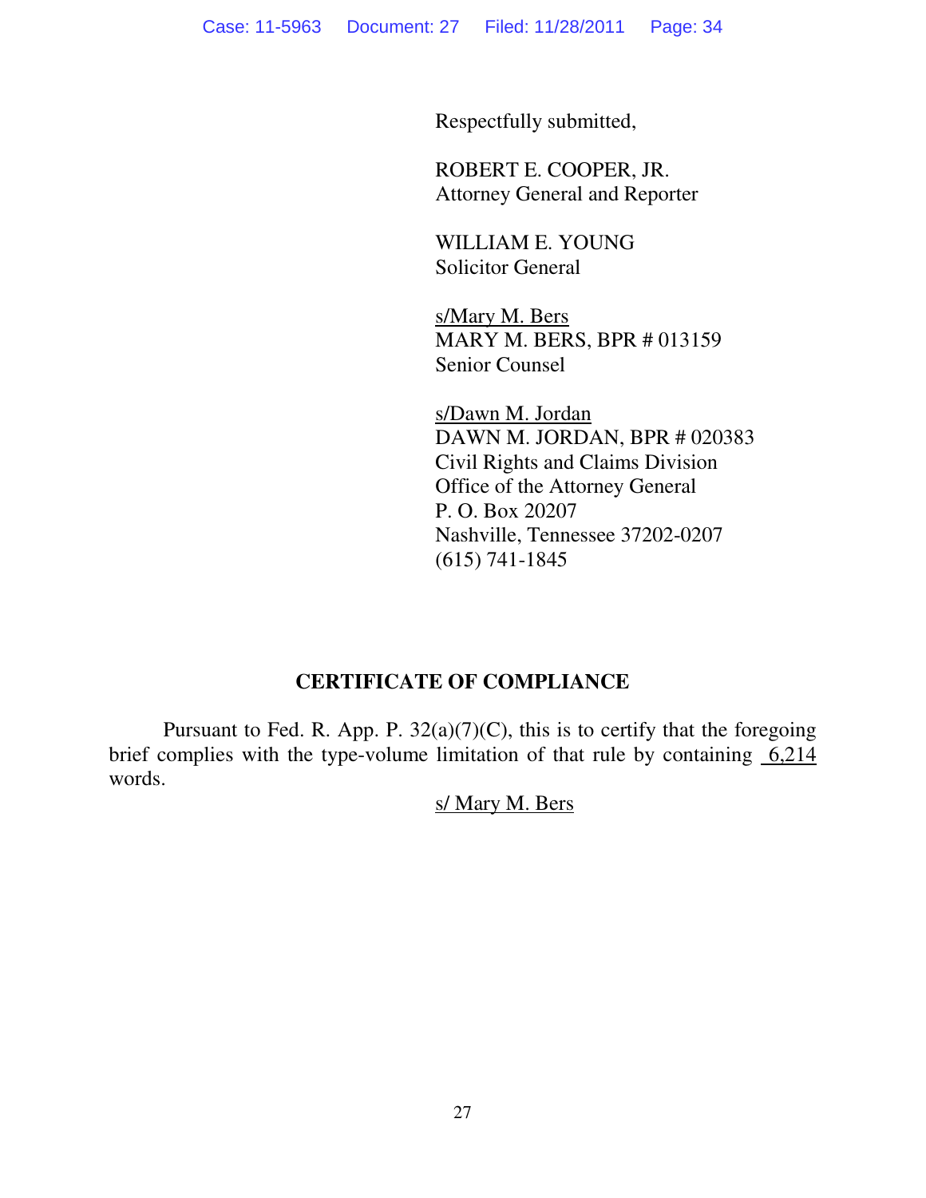Respectfully submitted,

ROBERT E. COOPER, JR.
Attorney General and Reporter

WILLIAM E. YOUNG
Solicitor General

s/Mary M. Bers
MARY M. BERS, BPR # 013159
Senior Counsel

s/Dawn M. Jordan
DAWN M. JORDAN, BPR # 020383
Civil Rights and Claims Division
Office of the Attorney General
P. O. Box 20207
Nashville, Tennessee 37202-0207
(615) 741-1845

## CERTIFICATE OF COMPLIANCE

Pursuant to Fed. R. App. P. 32(a)(7)(C), this is to certify that the foregoing brief complies with the type-volume limitation of that rule by containing 6,214 words.

s/ Mary M. Bers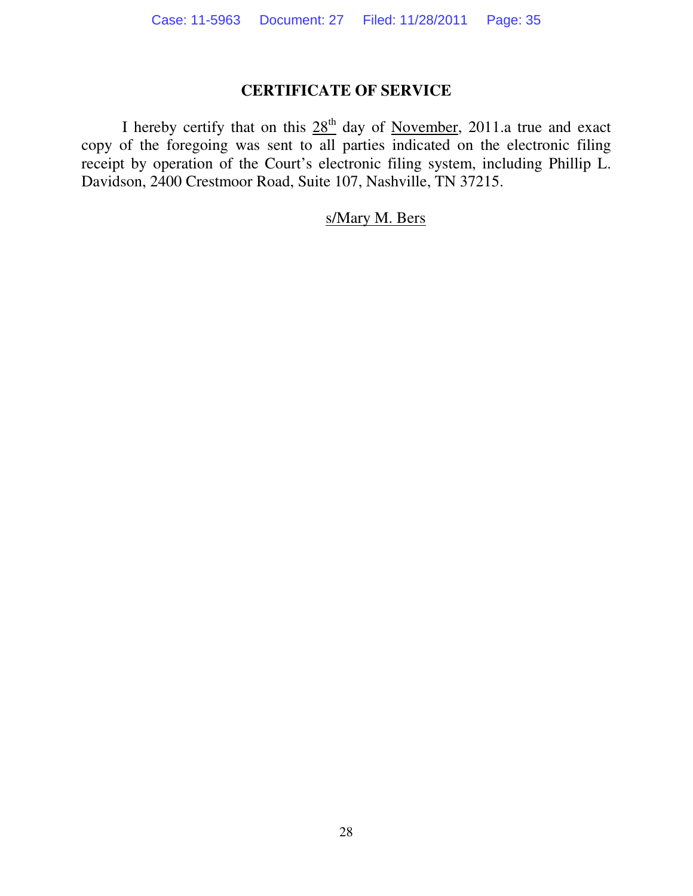## CERTIFICATE OF SERVICE

I hereby certify that on this 28th day of November, 2011.a true and exact copy of the foregoing was sent to all parties indicated on the electronic filing receipt by operation of the Court's electronic filing system, including Phillip L. Davidson, 2400 Crestmoor Road, Suite 107, Nashville, TN 37215.

s/Mary M. Bers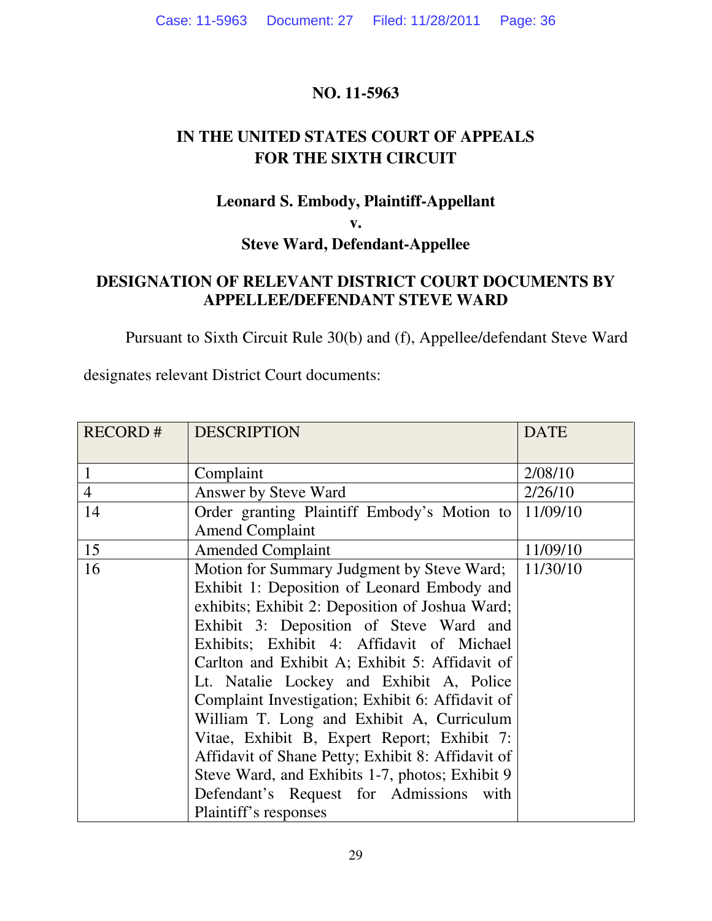**NO. 11-5963**

**IN THE UNITED STATES COURT OF APPEALS FOR THE SIXTH CIRCUIT**

**Leonard S. Embody, Plaintiff-Appellant**

**v.**

**Steve Ward, Defendant-Appellee**

**DESIGNATION OF RELEVANT DISTRICT COURT DOCUMENTS BY APPELLEE/DEFENDANT STEVE WARD**

Pursuant to Sixth Circuit Rule 30(b) and (f), Appellee/defendant Steve Ward designates relevant District Court documents:

| RECORD # | DESCRIPTION | DATE |
|---|---|---|
| 1 | Complaint | 2/08/10 |
| 4 | Answer by Steve Ward | 2/26/10 |
| 14 | Order granting Plaintiff Embody's Motion to Amend Complaint | 11/09/10 |
| 15 | Amended Complaint | 11/09/10 |
| 16 | Motion for Summary Judgment by Steve Ward; Exhibit 1: Deposition of Leonard Embody and exhibits; Exhibit 2: Deposition of Joshua Ward; Exhibit 3: Deposition of Steve Ward and Exhibits; Exhibit 4: Affidavit of Michael Carlton and Exhibit A; Exhibit 5: Affidavit of Lt. Natalie Lockey and Exhibit A, Police Complaint Investigation; Exhibit 6: Affidavit of William T. Long and Exhibit A, Curriculum Vitae, Exhibit B, Expert Report; Exhibit 7: Affidavit of Shane Petty; Exhibit 8: Affidavit of Steve Ward, and Exhibits 1-7, photos; Exhibit 9 Defendant's Request for Admissions with Plaintiff's responses | 11/30/10 |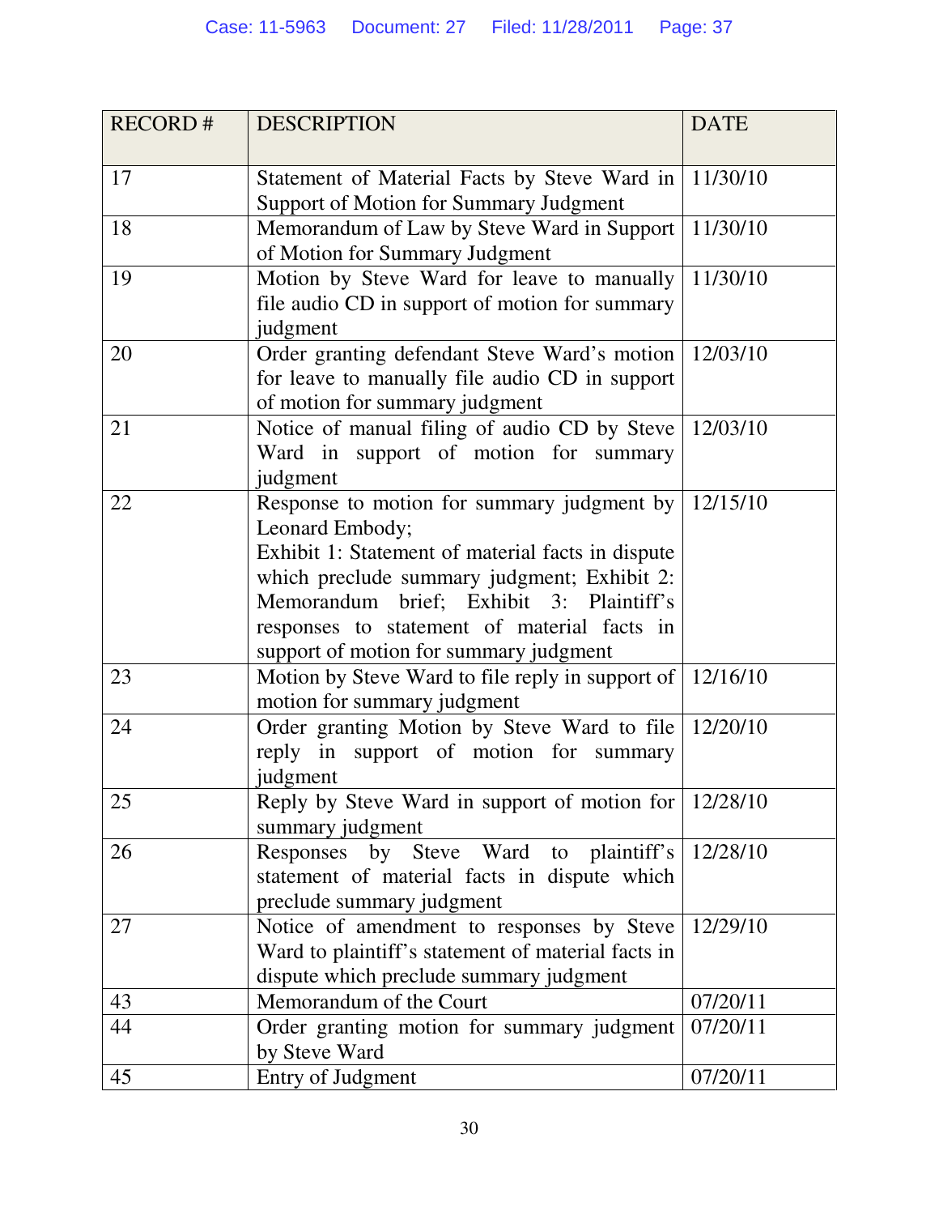| RECORD # | DESCRIPTION | DATE |
|---|---|---|
| 17 | Statement of Material Facts by Steve Ward in Support of Motion for Summary Judgment | 11/30/10 |
| 18 | Memorandum of Law by Steve Ward in Support of Motion for Summary Judgment | 11/30/10 |
| 19 | Motion by Steve Ward for leave to manually file audio CD in support of motion for summary judgment | 11/30/10 |
| 20 | Order granting defendant Steve Ward's motion for leave to manually file audio CD in support of motion for summary judgment | 12/03/10 |
| 21 | Notice of manual filing of audio CD by Steve Ward in support of motion for summary judgment | 12/03/10 |
| 22 | Response to motion for summary judgment by Leonard Embody;<br>Exhibit 1: Statement of material facts in dispute which preclude summary judgment; Exhibit 2: Memorandum brief; Exhibit 3: Plaintiff's responses to statement of material facts in support of motion for summary judgment | 12/15/10 |
| 23 | Motion by Steve Ward to file reply in support of motion for summary judgment | 12/16/10 |
| 24 | Order granting Motion by Steve Ward to file reply in support of motion for summary judgment | 12/20/10 |
| 25 | Reply by Steve Ward in support of motion for summary judgment | 12/28/10 |
| 26 | Responses by Steve Ward to plaintiff's statement of material facts in dispute which preclude summary judgment | 12/28/10 |
| 27 | Notice of amendment to responses by Steve Ward to plaintiff's statement of material facts in dispute which preclude summary judgment | 12/29/10 |
| 43 | Memorandum of the Court | 07/20/11 |
| 44 | Order granting motion for summary judgment by Steve Ward | 07/20/11 |
| 45 | Entry of Judgment | 07/20/11 |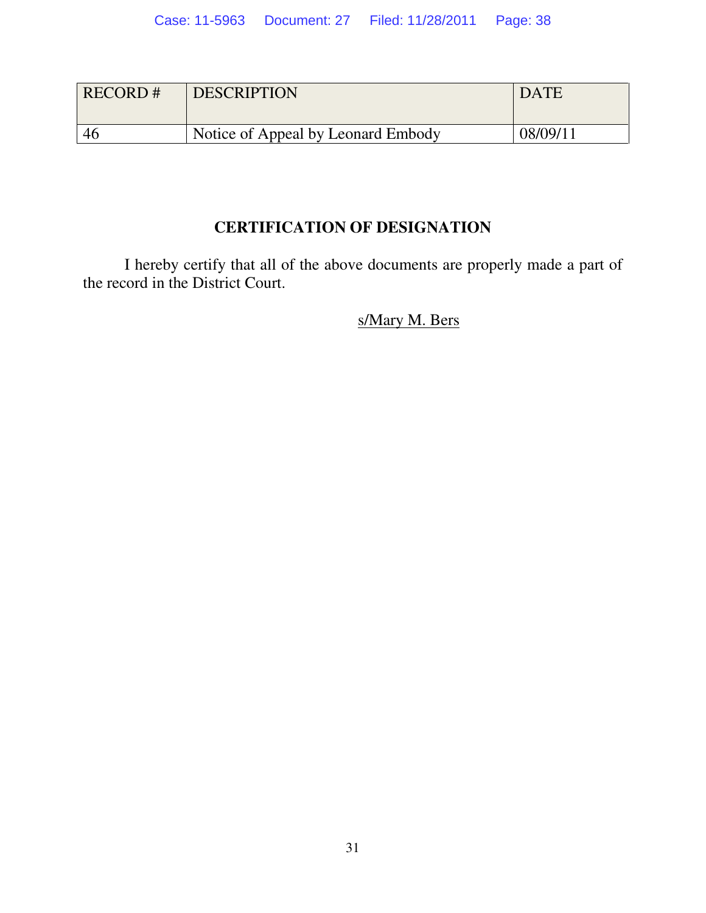| RECORD # | DESCRIPTION | DATE |
|---|---|---|
| 46 | Notice of Appeal by Leonard Embody | 08/09/11 |

## CERTIFICATION OF DESIGNATION

I hereby certify that all of the above documents are properly made a part of the record in the District Court.

s/Mary M. Bers